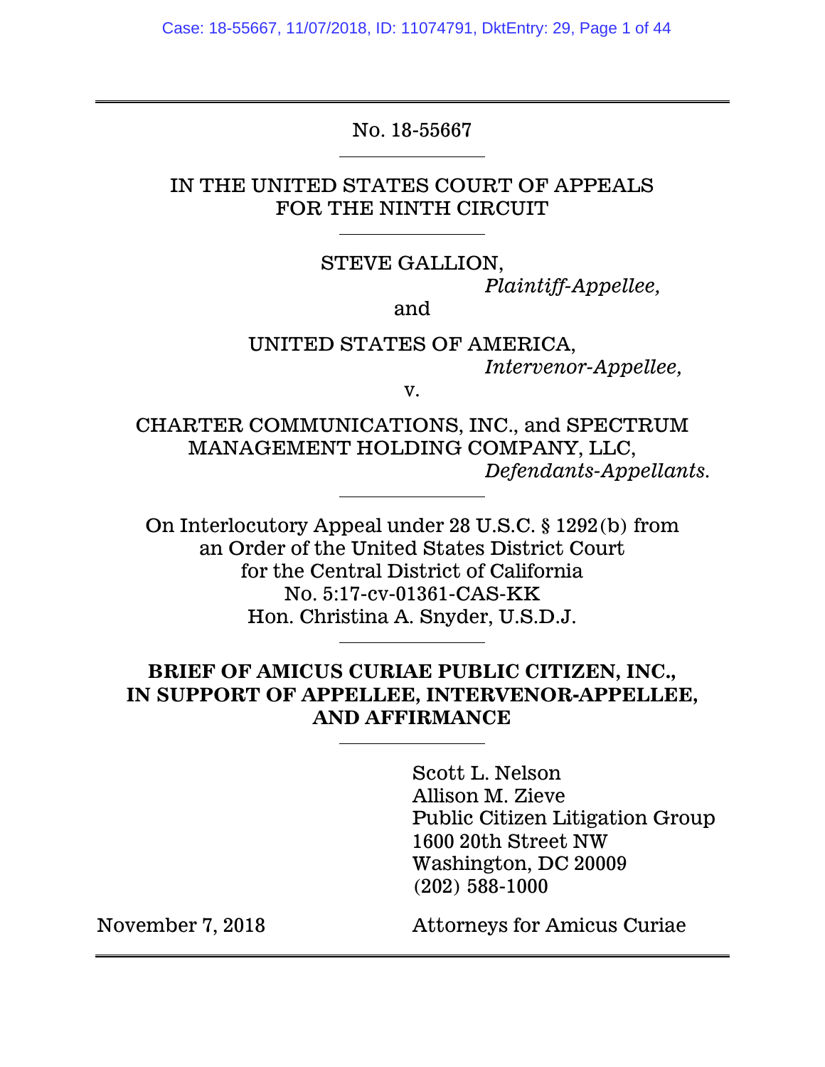No. 18-55667

---

IN THE UNITED STATES COURT OF APPEALS
FOR THE NINTH CIRCUIT

---

STEVE GALLION,
*Plaintiff-Appellee,*

and

UNITED STATES OF AMERICA,
*Intervenor-Appellee,*

v.

CHARTER COMMUNICATIONS, INC., and SPECTRUM MANAGEMENT HOLDING COMPANY, LLC,
*Defendants-Appellants.*

---

On Interlocutory Appeal under 28 U.S.C. § 1292(b) from
an Order of the United States District Court
for the Central District of California
No. 5:17-cv-01361-CAS-KK
Hon. Christina A. Snyder, U.S.D.J.

---

**BRIEF OF AMICUS CURIAE PUBLIC CITIZEN, INC., IN SUPPORT OF APPELLEE, INTERVENOR-APPELLEE, AND AFFIRMANCE**

---

Scott L. Nelson
Allison M. Zieve
Public Citizen Litigation Group
1600 20th Street NW
Washington, DC 20009
(202) 588-1000

November 7, 2018

Attorneys for Amicus Curiae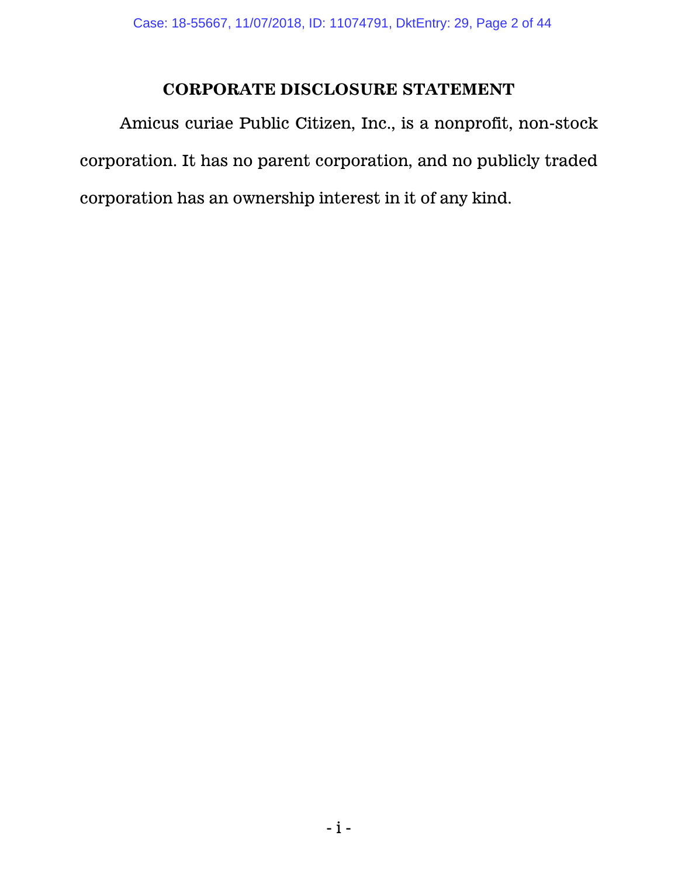## CORPORATE DISCLOSURE STATEMENT

Amicus curiae Public Citizen, Inc., is a nonprofit, non-stock corporation. It has no parent corporation, and no publicly traded corporation has an ownership interest in it of any kind.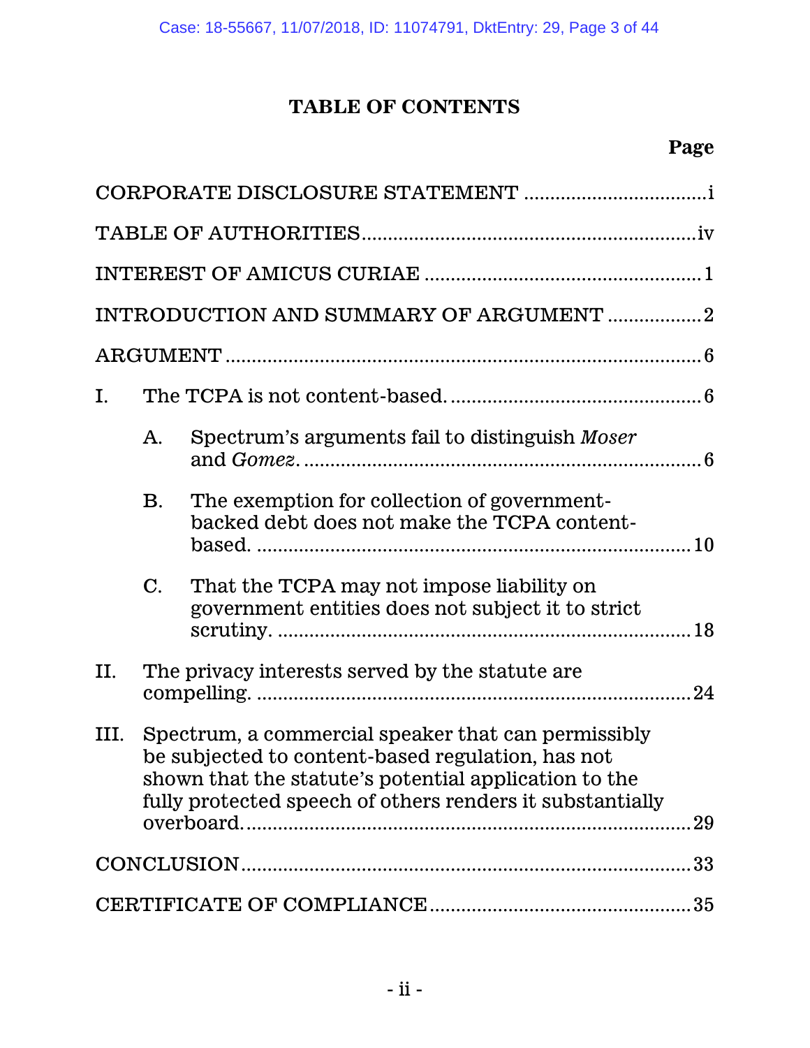# TABLE OF CONTENTS

| | Page |
|---|---|
| CORPORATE DISCLOSURE STATEMENT | i |
| TABLE OF AUTHORITIES | iv |
| INTEREST OF AMICUS CURIAE | 1 |
| INTRODUCTION AND SUMMARY OF ARGUMENT | 2 |
| ARGUMENT | 6 |
| I. The TCPA is not content-based. | 6 |
| A. Spectrum's arguments fail to distinguish *Moser* and *Gomez*. | 6 |
| B. The exemption for collection of government-backed debt does not make the TCPA content-based. | 10 |
| C. That the TCPA may not impose liability on government entities does not subject it to strict scrutiny. | 18 |
| II. The privacy interests served by the statute are compelling. | 24 |
| III. Spectrum, a commercial speaker that can permissibly be subjected to content-based regulation, has not shown that the statute's potential application to the fully protected speech of others renders it substantially overboard. | 29 |
| CONCLUSION | 33 |
| CERTIFICATE OF COMPLIANCE | 35 |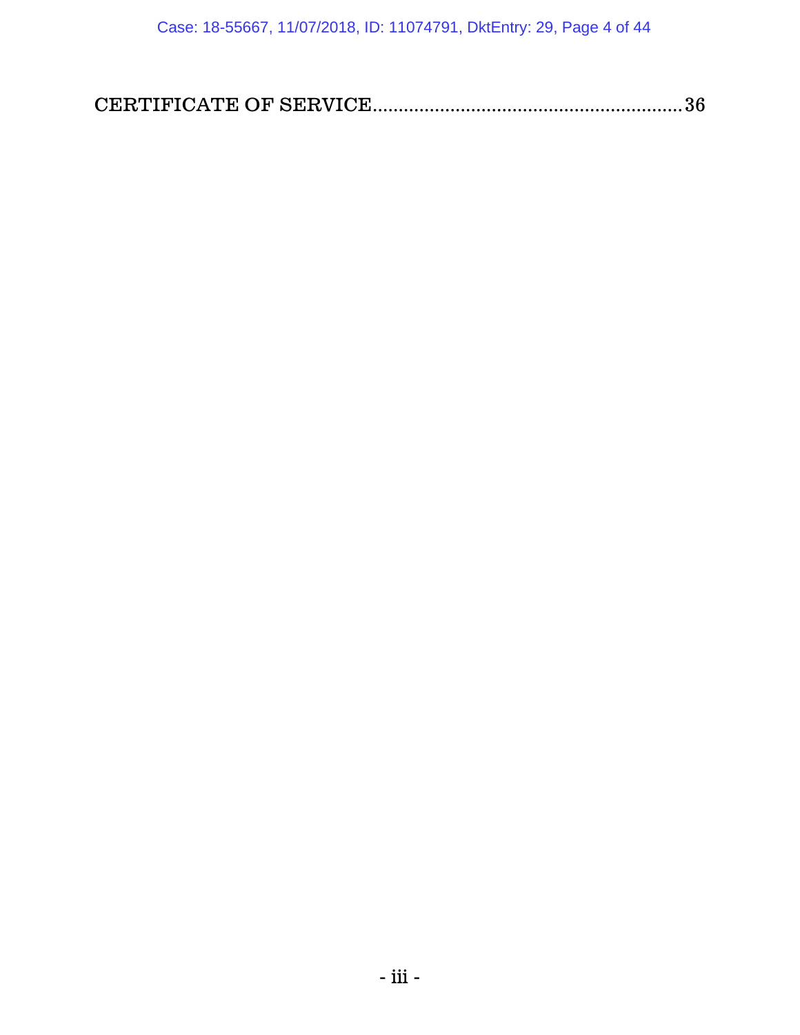CERTIFICATE OF SERVICE............................................................36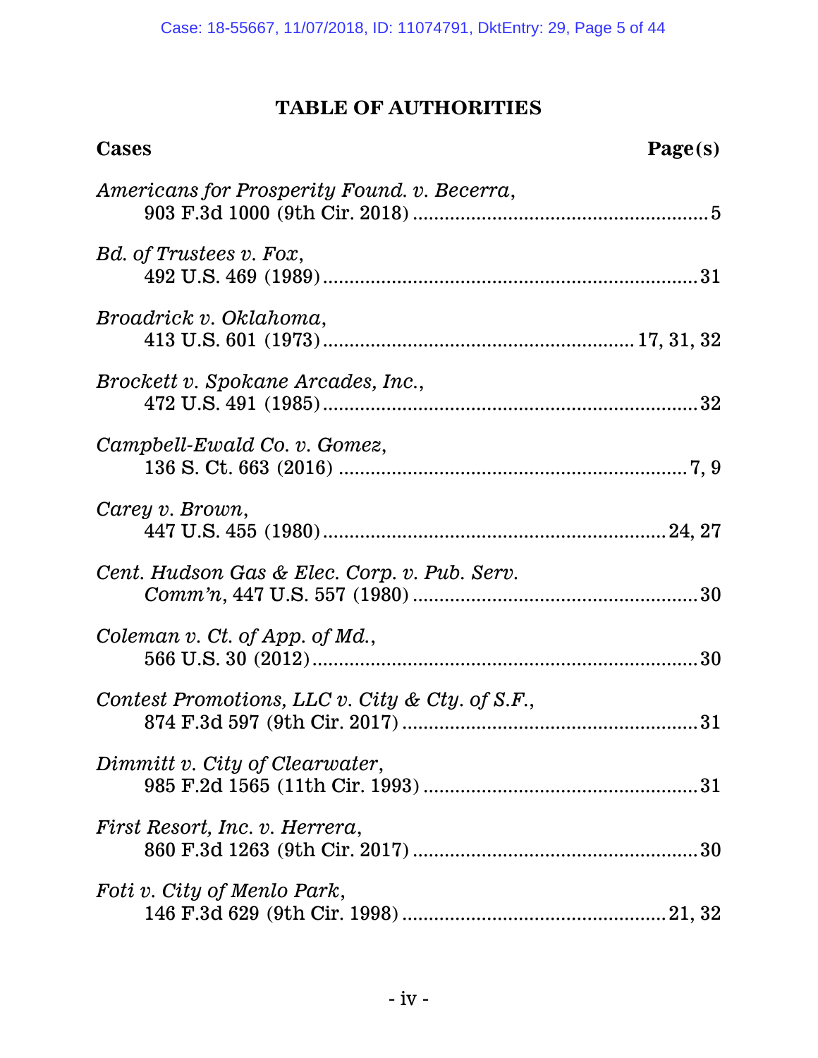## TABLE OF AUTHORITIES

| Cases | Page(s) |
|---|---|
| *Americans for Prosperity Found. v. Becerra*, 903 F.3d 1000 (9th Cir. 2018) | 5 |
| *Bd. of Trustees v. Fox*, 492 U.S. 469 (1989) | 31 |
| *Broadrick v. Oklahoma*, 413 U.S. 601 (1973) | 17, 31, 32 |
| *Brockett v. Spokane Arcades, Inc.*, 472 U.S. 491 (1985) | 32 |
| *Campbell-Ewald Co. v. Gomez*, 136 S. Ct. 663 (2016) | 7, 9 |
| *Carey v. Brown*, 447 U.S. 455 (1980) | 24, 27 |
| *Cent. Hudson Gas & Elec. Corp. v. Pub. Serv. Comm'n*, 447 U.S. 557 (1980) | 30 |
| *Coleman v. Ct. of App. of Md.*, 566 U.S. 30 (2012) | 30 |
| *Contest Promotions, LLC v. City & Cty. of S.F.*, 874 F.3d 597 (9th Cir. 2017) | 31 |
| *Dimmitt v. City of Clearwater*, 985 F.2d 1565 (11th Cir. 1993) | 31 |
| *First Resort, Inc. v. Herrera*, 860 F.3d 1263 (9th Cir. 2017) | 30 |
| *Foti v. City of Menlo Park*, 146 F.3d 629 (9th Cir. 1998) | 21, 32 |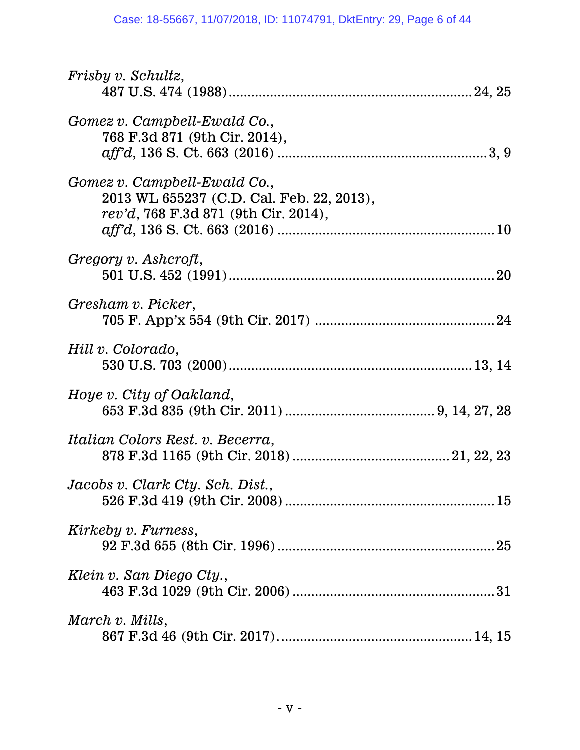*Frisby v. Schultz*,
487 U.S. 474 (1988) ................................................................ 24, 25

*Gomez v. Campbell-Ewald Co.*,
768 F.3d 871 (9th Cir. 2014),
*aff'd*, 136 S. Ct. 663 (2016) ........................................................ 3, 9

*Gomez v. Campbell-Ewald Co.*,
2013 WL 655237 (C.D. Cal. Feb. 22, 2013),
*rev'd*, 768 F.3d 871 (9th Cir. 2014),
*aff'd*, 136 S. Ct. 663 (2016) ........................................................ 10

*Gregory v. Ashcroft*,
501 U.S. 452 (1991) ...................................................................... 20

*Gresham v. Picker*,
705 F. App'x 554 (9th Cir. 2017) ................................................ 24

*Hill v. Colorado*,
530 U.S. 703 (2000) ................................................................ 13, 14

*Hoye v. City of Oakland*,
653 F.3d 835 (9th Cir. 2011) ........................................ 9, 14, 27, 28

*Italian Colors Rest. v. Becerra*,
878 F.3d 1165 (9th Cir. 2018) ......................................... 21, 22, 23

*Jacobs v. Clark Cty. Sch. Dist.*,
526 F.3d 419 (9th Cir. 2008) ........................................................ 15

*Kirkeby v. Furness*,
92 F.3d 655 (8th Cir. 1996) .......................................................... 25

*Klein v. San Diego Cty.*,
463 F.3d 1029 (9th Cir. 2006) ...................................................... 31

*March v. Mills*,
867 F.3d 46 (9th Cir. 2017) .................................................... 14, 15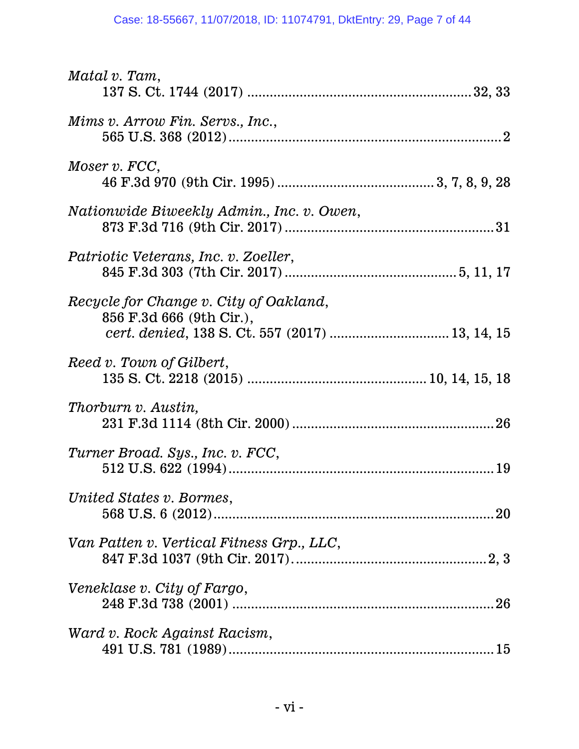*Matal v. Tam*,
137 S. Ct. 1744 (2017) .......................................................... 32, 33

*Mims v. Arrow Fin. Servs., Inc.*,
565 U.S. 368 (2012) ......................................................................... 2

*Moser v. FCC*,
46 F.3d 970 (9th Cir. 1995) .......................................... 3, 7, 8, 9, 28

*Nationwide Biweekly Admin., Inc. v. Owen*,
873 F.3d 716 (9th Cir. 2017) ....................................................... 31

*Patriotic Veterans, Inc. v. Zoeller*,
845 F.3d 303 (7th Cir. 2017) ............................................. 5, 11, 17

*Recycle for Change v. City of Oakland*,
856 F.3d 666 (9th Cir.),
*cert. denied*, 138 S. Ct. 557 (2017) ............................... 13, 14, 15

*Reed v. Town of Gilbert*,
135 S. Ct. 2218 (2015) ............................................... 10, 14, 15, 18

*Thorburn v. Austin*,
231 F.3d 1114 (8th Cir. 2000) ..................................................... 26

*Turner Broad. Sys., Inc. v. FCC*,
512 U.S. 622 (1994) ...................................................................... 19

*United States v. Bormes*,
568 U.S. 6 (2012) .......................................................................... 20

*Van Patten v. Vertical Fitness Grp., LLC*,
847 F.3d 1037 (9th Cir. 2017). ................................................... 2, 3

*Veneklase v. City of Fargo*,
248 F.3d 738 (2001) ..................................................................... 26

*Ward v. Rock Against Racism*,
491 U.S. 781 (1989) ...................................................................... 15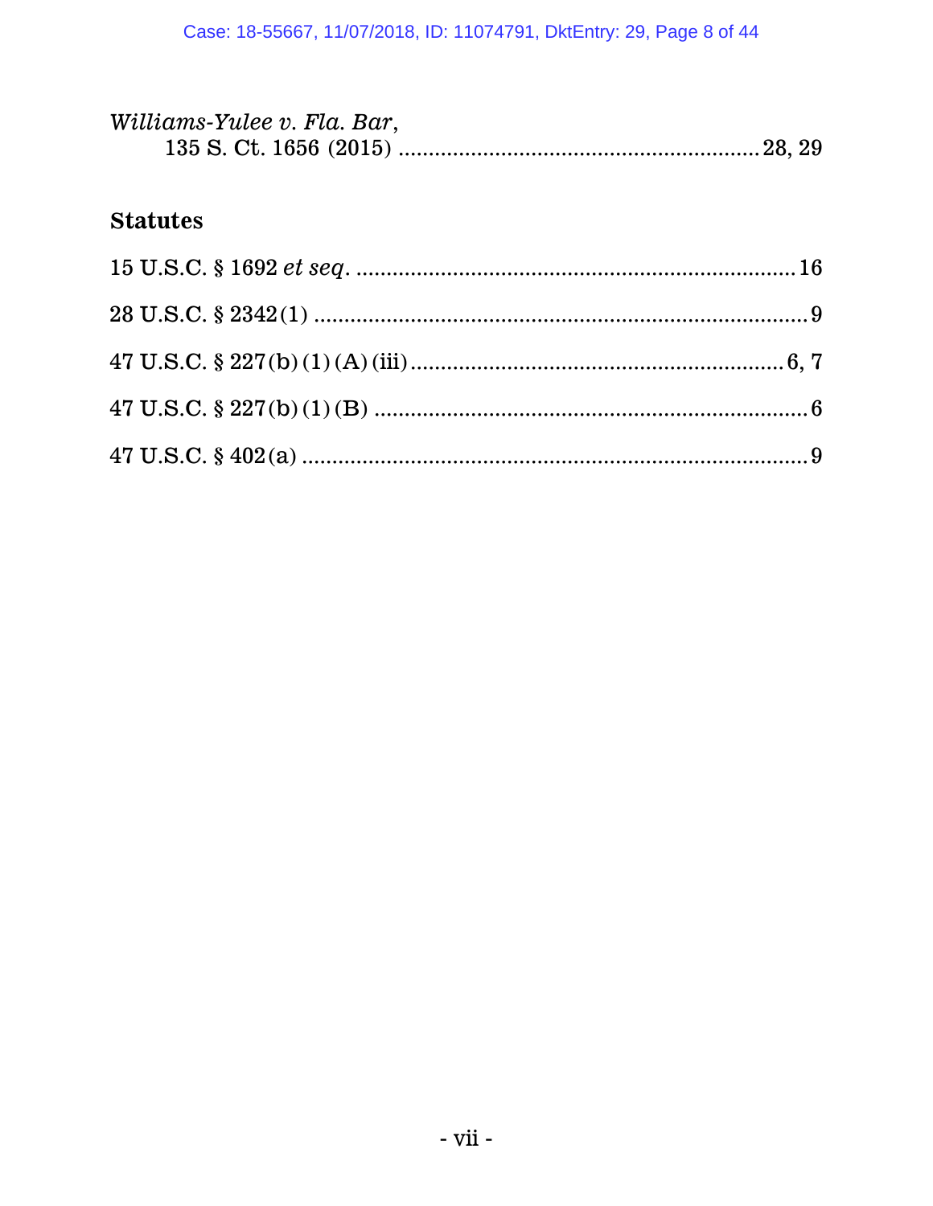*Williams-Yulee v. Fla. Bar*,
135 S. Ct. 1656 (2015) .......................................................... 28, 29

## Statutes

15 U.S.C. § 1692 *et seq*. ......................................................................... 16

28 U.S.C. § 2342(1) .................................................................................. 9

47 U.S.C. § 227(b)(1)(A)(iii) ............................................................. 6, 7

47 U.S.C. § 227(b)(1)(B) ......................................................................... 6

47 U.S.C. § 402(a) .................................................................................... 9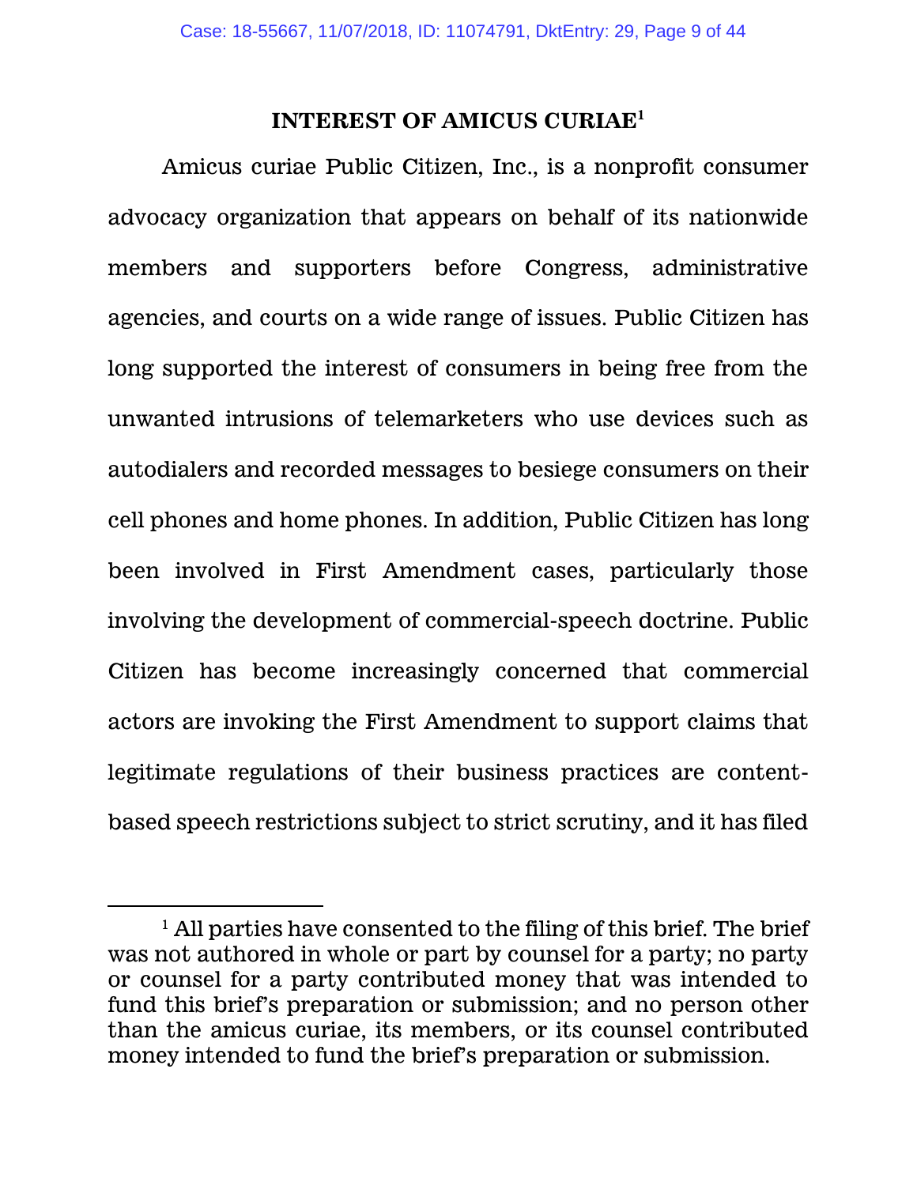## INTEREST OF AMICUS CURIAE[1]

Amicus curiae Public Citizen, Inc., is a nonprofit consumer advocacy organization that appears on behalf of its nationwide members and supporters before Congress, administrative agencies, and courts on a wide range of issues. Public Citizen has long supported the interest of consumers in being free from the unwanted intrusions of telemarketers who use devices such as autodialers and recorded messages to besiege consumers on their cell phones and home phones. In addition, Public Citizen has long been involved in First Amendment cases, particularly those involving the development of commercial-speech doctrine. Public Citizen has become increasingly concerned that commercial actors are invoking the First Amendment to support claims that legitimate regulations of their business practices are content-based speech restrictions subject to strict scrutiny, and it has filed

---

[1] All parties have consented to the filing of this brief. The brief was not authored in whole or part by counsel for a party; no party or counsel for a party contributed money that was intended to fund this brief's preparation or submission; and no person other than the amicus curiae, its members, or its counsel contributed money intended to fund the brief's preparation or submission.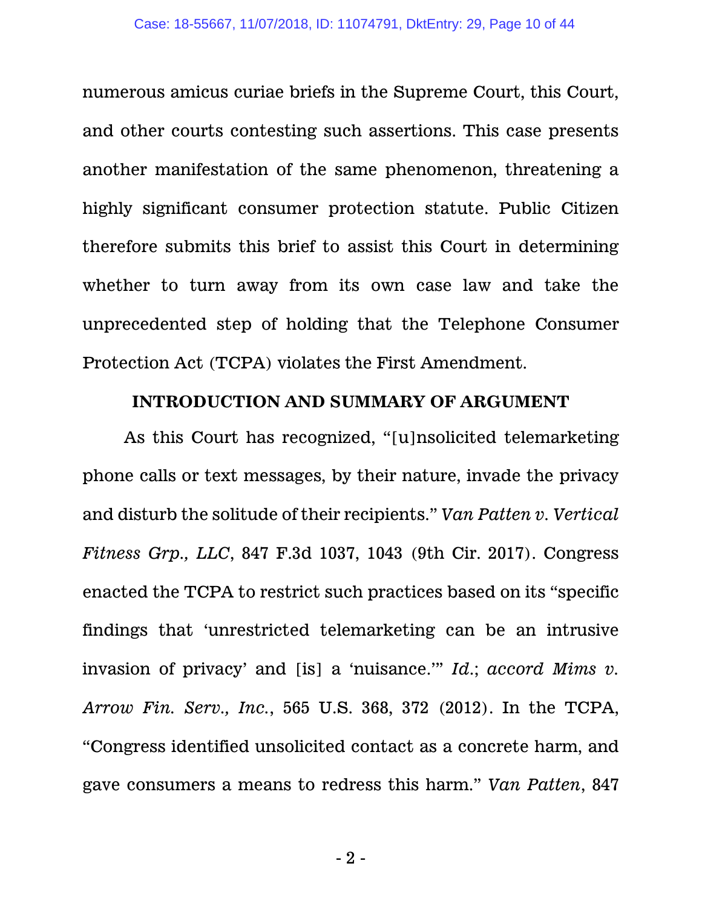numerous amicus curiae briefs in the Supreme Court, this Court, and other courts contesting such assertions. This case presents another manifestation of the same phenomenon, threatening a highly significant consumer protection statute. Public Citizen therefore submits this brief to assist this Court in determining whether to turn away from its own case law and take the unprecedented step of holding that the Telephone Consumer Protection Act (TCPA) violates the First Amendment.

## INTRODUCTION AND SUMMARY OF ARGUMENT

As this Court has recognized, "[u]nsolicited telemarketing phone calls or text messages, by their nature, invade the privacy and disturb the solitude of their recipients." *Van Patten v. Vertical Fitness Grp., LLC*, 847 F.3d 1037, 1043 (9th Cir. 2017). Congress enacted the TCPA to restrict such practices based on its "specific findings that 'unrestricted telemarketing can be an intrusive invasion of privacy' and [is] a 'nuisance.'" *Id.*; *accord Mims v. Arrow Fin. Serv., Inc.*, 565 U.S. 368, 372 (2012). In the TCPA, "Congress identified unsolicited contact as a concrete harm, and gave consumers a means to redress this harm." *Van Patten*, 847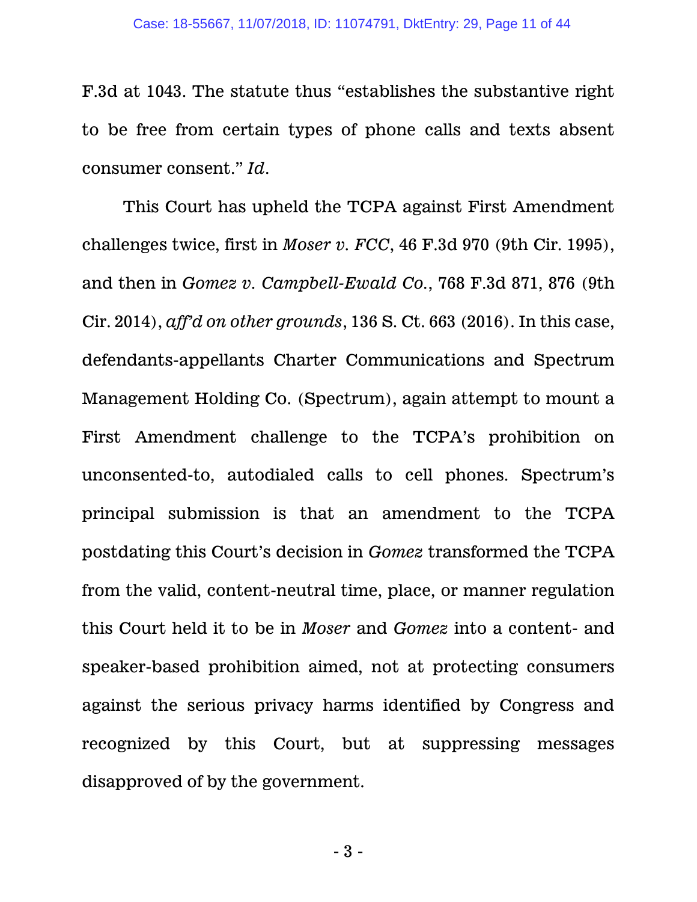F.3d at 1043. The statute thus "establishes the substantive right to be free from certain types of phone calls and texts absent consumer consent." *Id.*

This Court has upheld the TCPA against First Amendment challenges twice, first in *Moser v. FCC*, 46 F.3d 970 (9th Cir. 1995), and then in *Gomez v. Campbell-Ewald Co.*, 768 F.3d 871, 876 (9th Cir. 2014), *aff'd on other grounds*, 136 S. Ct. 663 (2016). In this case, defendants-appellants Charter Communications and Spectrum Management Holding Co. (Spectrum), again attempt to mount a First Amendment challenge to the TCPA's prohibition on unconsented-to, autodialed calls to cell phones. Spectrum's principal submission is that an amendment to the TCPA postdating this Court's decision in *Gomez* transformed the TCPA from the valid, content-neutral time, place, or manner regulation this Court held it to be in *Moser* and *Gomez* into a content- and speaker-based prohibition aimed, not at protecting consumers against the serious privacy harms identified by Congress and recognized by this Court, but at suppressing messages disapproved of by the government.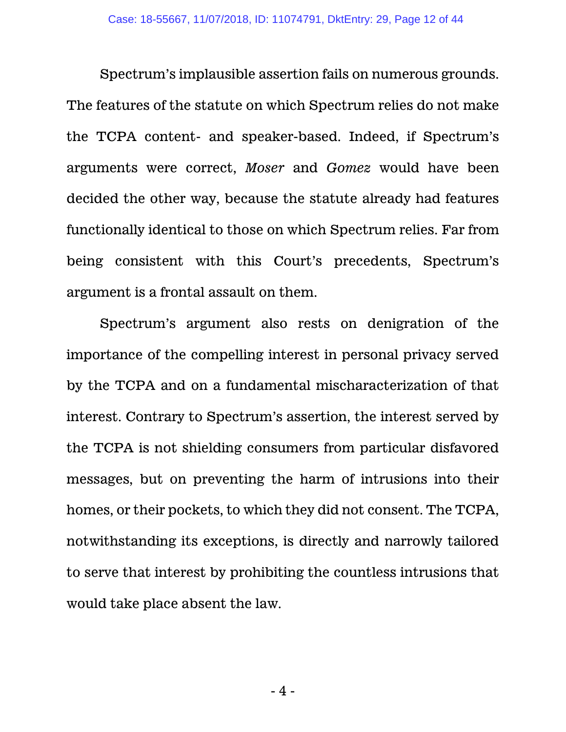Spectrum's implausible assertion fails on numerous grounds. The features of the statute on which Spectrum relies do not make the TCPA content- and speaker-based. Indeed, if Spectrum's arguments were correct, *Moser* and *Gomez* would have been decided the other way, because the statute already had features functionally identical to those on which Spectrum relies. Far from being consistent with this Court's precedents, Spectrum's argument is a frontal assault on them.

Spectrum's argument also rests on denigration of the importance of the compelling interest in personal privacy served by the TCPA and on a fundamental mischaracterization of that interest. Contrary to Spectrum's assertion, the interest served by the TCPA is not shielding consumers from particular disfavored messages, but on preventing the harm of intrusions into their homes, or their pockets, to which they did not consent. The TCPA, notwithstanding its exceptions, is directly and narrowly tailored to serve that interest by prohibiting the countless intrusions that would take place absent the law.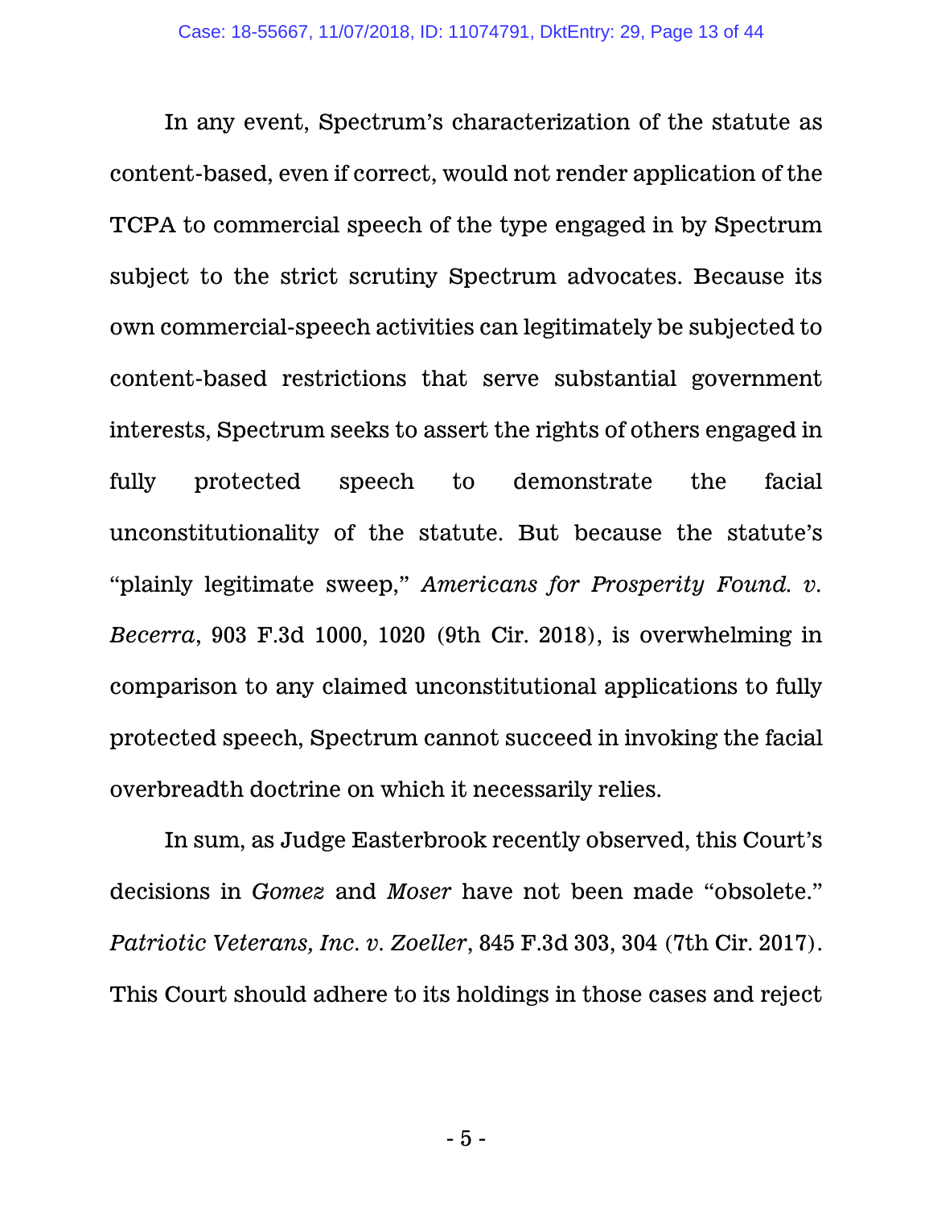In any event, Spectrum's characterization of the statute as content-based, even if correct, would not render application of the TCPA to commercial speech of the type engaged in by Spectrum subject to the strict scrutiny Spectrum advocates. Because its own commercial-speech activities can legitimately be subjected to content-based restrictions that serve substantial government interests, Spectrum seeks to assert the rights of others engaged in fully protected speech to demonstrate the facial unconstitutionality of the statute. But because the statute's "plainly legitimate sweep," *Americans for Prosperity Found. v. Becerra*, 903 F.3d 1000, 1020 (9th Cir. 2018), is overwhelming in comparison to any claimed unconstitutional applications to fully protected speech, Spectrum cannot succeed in invoking the facial overbreadth doctrine on which it necessarily relies.

In sum, as Judge Easterbrook recently observed, this Court's decisions in *Gomez* and *Moser* have not been made "obsolete." *Patriotic Veterans, Inc. v. Zoeller*, 845 F.3d 303, 304 (7th Cir. 2017). This Court should adhere to its holdings in those cases and reject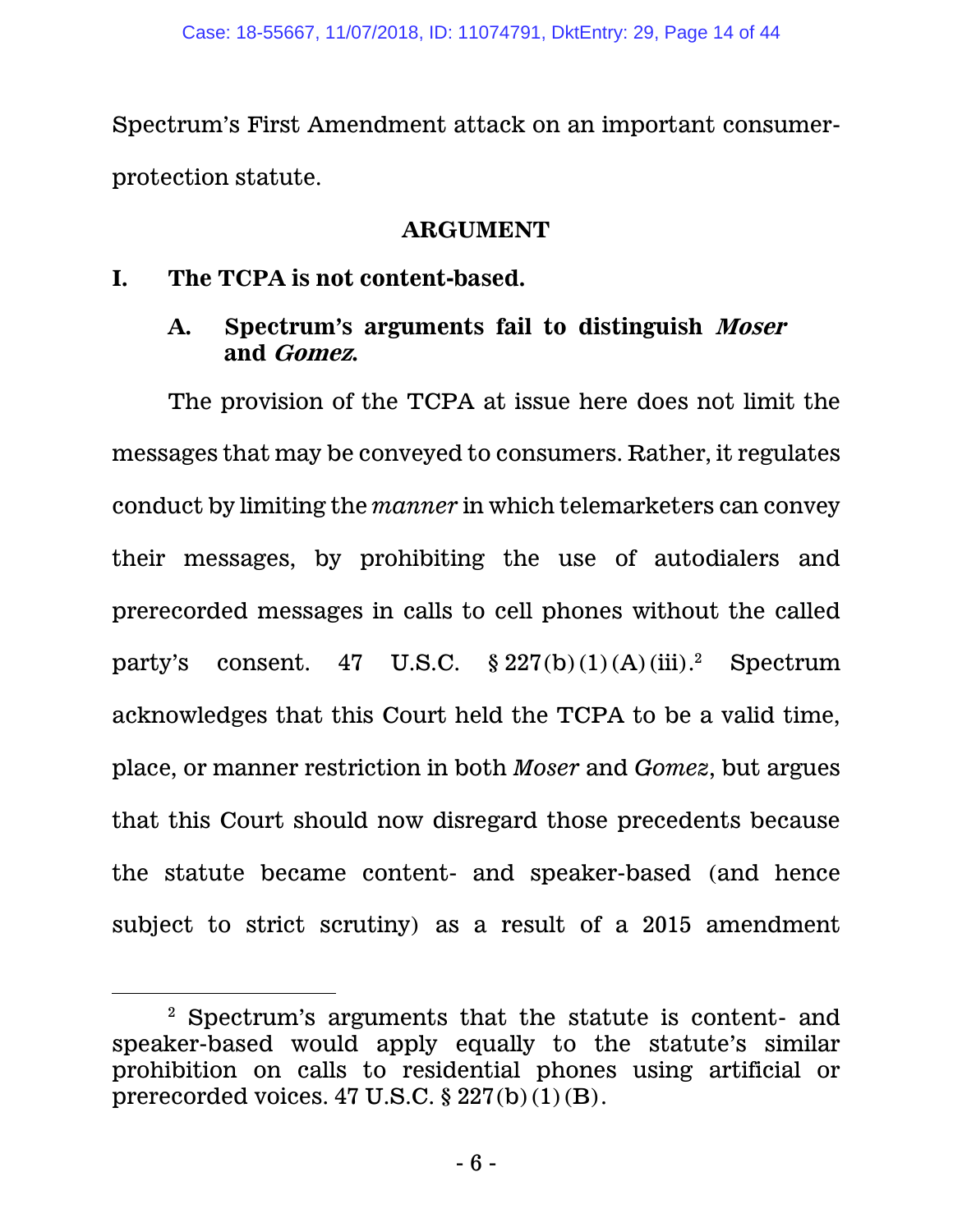Spectrum's First Amendment attack on an important consumer-protection statute.

## ARGUMENT

### I. The TCPA is not content-based.

#### A. Spectrum's arguments fail to distinguish *Moser* and *Gomez*.

The provision of the TCPA at issue here does not limit the messages that may be conveyed to consumers. Rather, it regulates conduct by limiting the *manner* in which telemarketers can convey their messages, by prohibiting the use of autodialers and prerecorded messages in calls to cell phones without the called party's consent. 47 U.S.C. § 227(b)(1)(A)(iii).[2] Spectrum acknowledges that this Court held the TCPA to be a valid time, place, or manner restriction in both *Moser* and *Gomez*, but argues that this Court should now disregard those precedents because the statute became content- and speaker-based (and hence subject to strict scrutiny) as a result of a 2015 amendment

[2] Spectrum's arguments that the statute is content- and speaker-based would apply equally to the statute's similar prohibition on calls to residential phones using artificial or prerecorded voices. 47 U.S.C. § 227(b)(1)(B).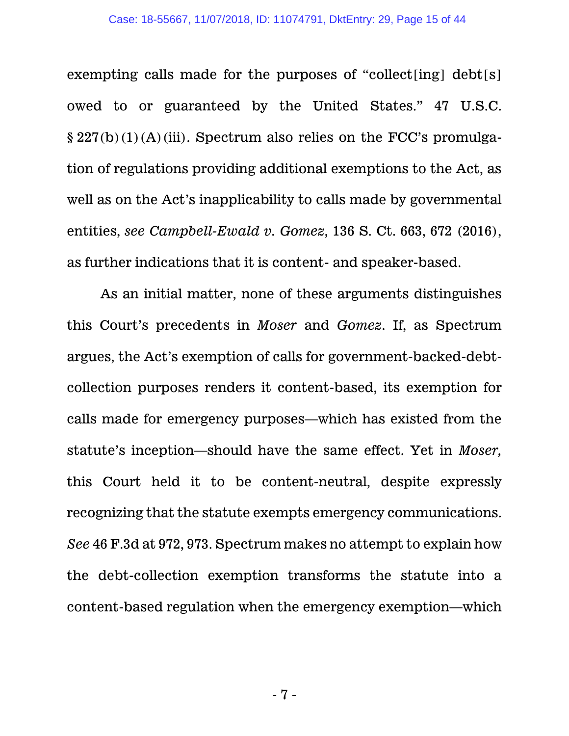exempting calls made for the purposes of "collect[ing] debt[s] owed to or guaranteed by the United States." 47 U.S.C. § 227(b)(1)(A)(iii). Spectrum also relies on the FCC's promulgation of regulations providing additional exemptions to the Act, as well as on the Act's inapplicability to calls made by governmental entities, *see Campbell-Ewald v. Gomez*, 136 S. Ct. 663, 672 (2016), as further indications that it is content- and speaker-based.

As an initial matter, none of these arguments distinguishes this Court's precedents in *Moser* and *Gomez*. If, as Spectrum argues, the Act's exemption of calls for government-backed-debt-collection purposes renders it content-based, its exemption for calls made for emergency purposes—which has existed from the statute's inception—should have the same effect. Yet in *Moser,* this Court held it to be content-neutral, despite expressly recognizing that the statute exempts emergency communications. *See* 46 F.3d at 972, 973. Spectrum makes no attempt to explain how the debt-collection exemption transforms the statute into a content-based regulation when the emergency exemption—which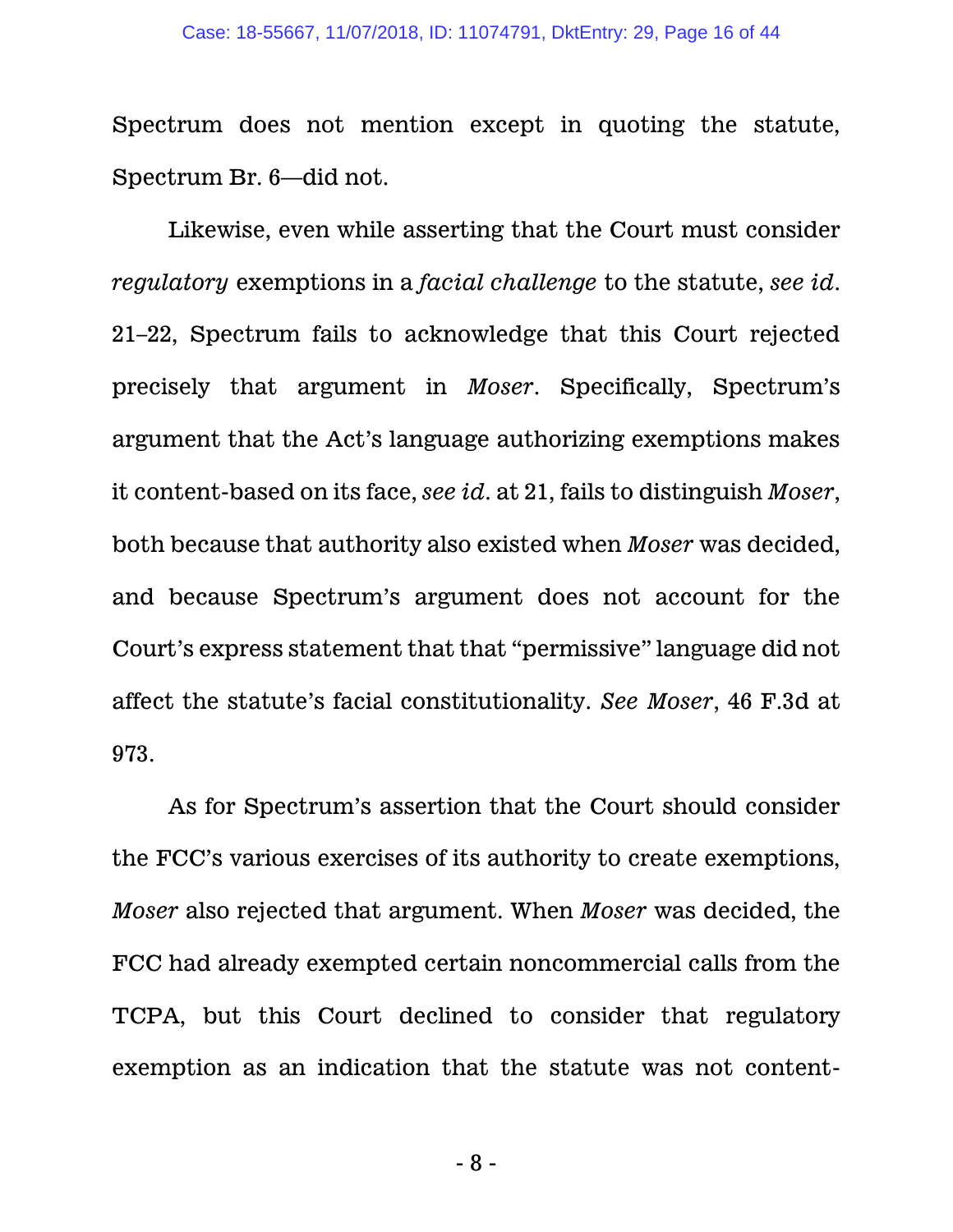Spectrum does not mention except in quoting the statute, Spectrum Br. 6—did not.

Likewise, even while asserting that the Court must consider *regulatory* exemptions in a *facial challenge* to the statute, *see id*. 21–22, Spectrum fails to acknowledge that this Court rejected precisely that argument in *Moser*. Specifically, Spectrum's argument that the Act's language authorizing exemptions makes it content-based on its face, *see id*. at 21, fails to distinguish *Moser*, both because that authority also existed when *Moser* was decided, and because Spectrum's argument does not account for the Court's express statement that that "permissive" language did not affect the statute's facial constitutionality. *See Moser*, 46 F.3d at 973.

As for Spectrum's assertion that the Court should consider the FCC's various exercises of its authority to create exemptions, *Moser* also rejected that argument. When *Moser* was decided, the FCC had already exempted certain noncommercial calls from the TCPA, but this Court declined to consider that regulatory exemption as an indication that the statute was not content-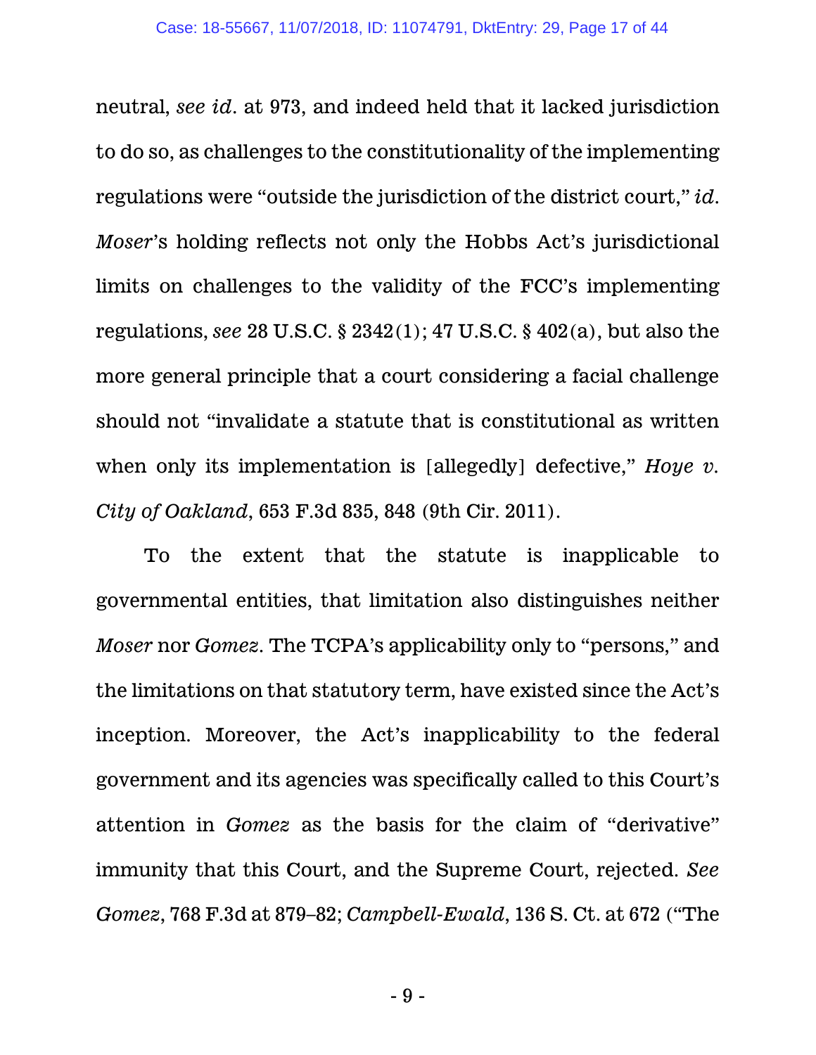neutral, *see id.* at 973, and indeed held that it lacked jurisdiction to do so, as challenges to the constitutionality of the implementing regulations were "outside the jurisdiction of the district court," *id.* *Moser*'s holding reflects not only the Hobbs Act's jurisdictional limits on challenges to the validity of the FCC's implementing regulations, *see* 28 U.S.C. § 2342(1); 47 U.S.C. § 402(a), but also the more general principle that a court considering a facial challenge should not "invalidate a statute that is constitutional as written when only its implementation is [allegedly] defective," *Hoye v. City of Oakland*, 653 F.3d 835, 848 (9th Cir. 2011).

To the extent that the statute is inapplicable to governmental entities, that limitation also distinguishes neither *Moser* nor *Gomez*. The TCPA's applicability only to "persons," and the limitations on that statutory term, have existed since the Act's inception. Moreover, the Act's inapplicability to the federal government and its agencies was specifically called to this Court's attention in *Gomez* as the basis for the claim of "derivative" immunity that this Court, and the Supreme Court, rejected. *See Gomez*, 768 F.3d at 879–82; *Campbell-Ewald*, 136 S. Ct. at 672 ("The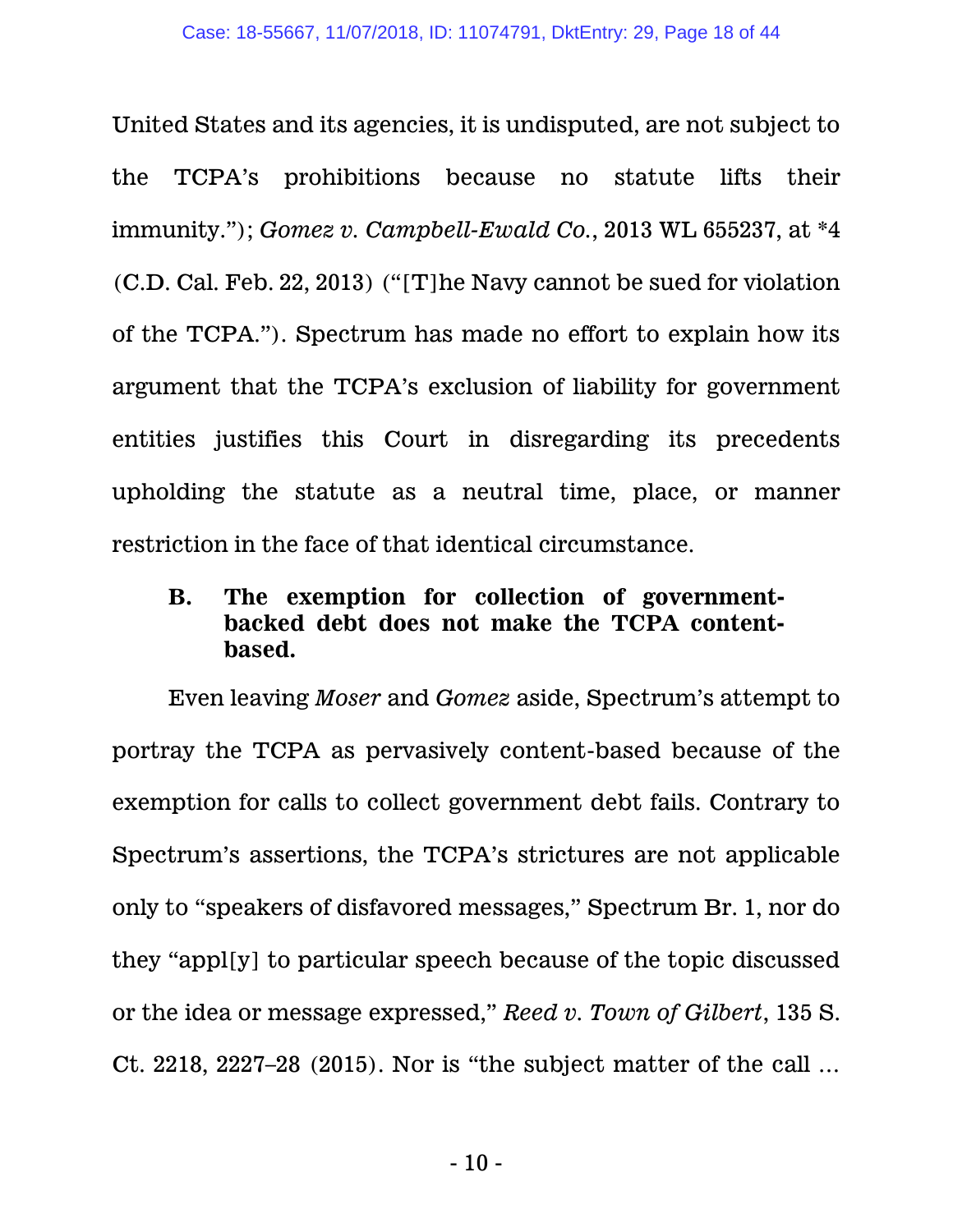United States and its agencies, it is undisputed, are not subject to the TCPA's prohibitions because no statute lifts their immunity."); *Gomez v. Campbell-Ewald Co.*, 2013 WL 655237, at *4 (C.D. Cal. Feb. 22, 2013) ("[T]he Navy cannot be sued for violation of the TCPA."). Spectrum has made no effort to explain how its argument that the TCPA's exclusion of liability for government entities justifies this Court in disregarding its precedents upholding the statute as a neutral time, place, or manner restriction in the face of that identical circumstance.

### B. The exemption for collection of government-backed debt does not make the TCPA content-based.

Even leaving *Moser* and *Gomez* aside, Spectrum's attempt to portray the TCPA as pervasively content-based because of the exemption for calls to collect government debt fails. Contrary to Spectrum's assertions, the TCPA's strictures are not applicable only to "speakers of disfavored messages," Spectrum Br. 1, nor do they "appl[y] to particular speech because of the topic discussed or the idea or message expressed," *Reed v. Town of Gilbert*, 135 S. Ct. 2218, 2227–28 (2015). Nor is "the subject matter of the call …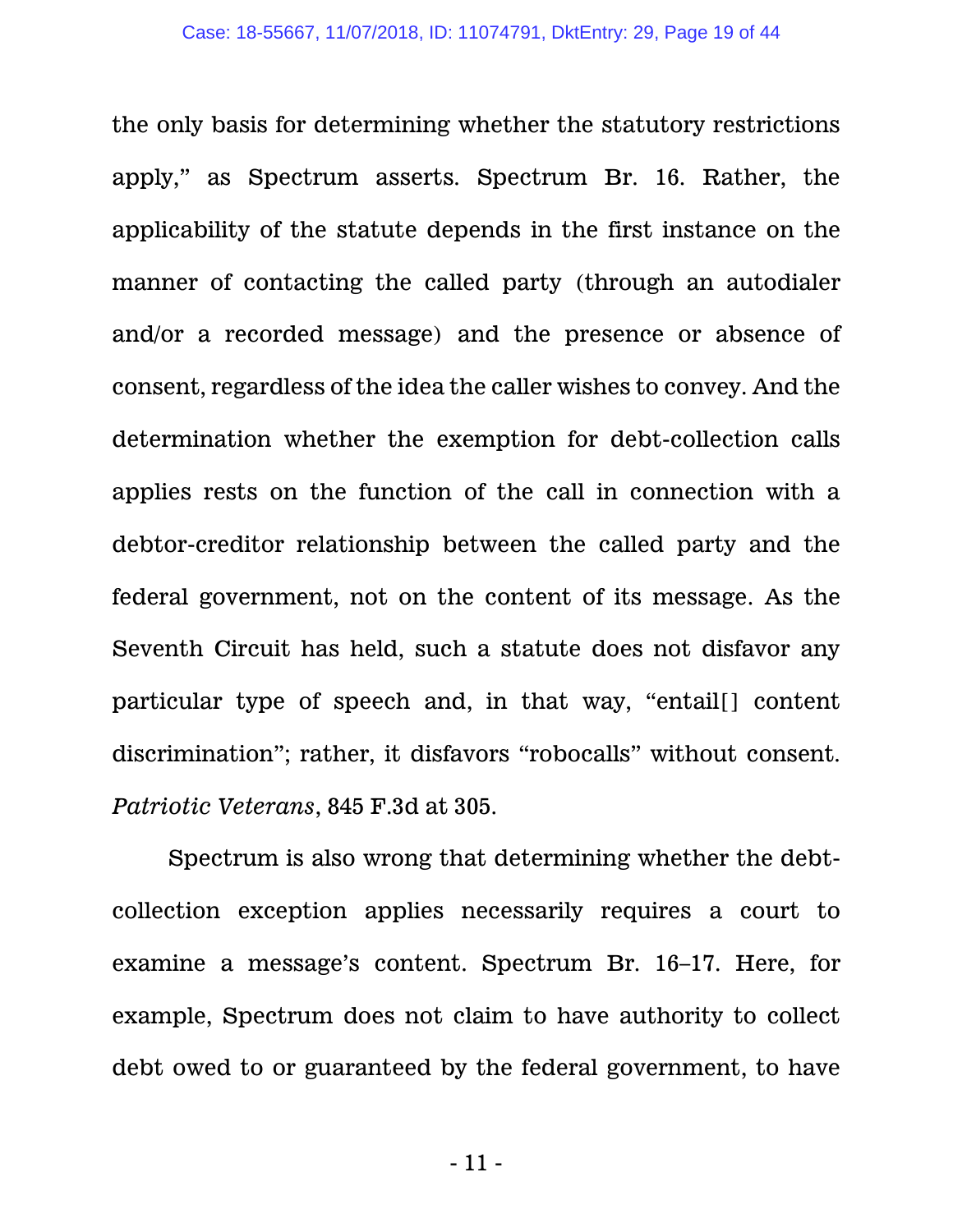the only basis for determining whether the statutory restrictions apply," as Spectrum asserts. Spectrum Br. 16. Rather, the applicability of the statute depends in the first instance on the manner of contacting the called party (through an autodialer and/or a recorded message) and the presence or absence of consent, regardless of the idea the caller wishes to convey. And the determination whether the exemption for debt-collection calls applies rests on the function of the call in connection with a debtor-creditor relationship between the called party and the federal government, not on the content of its message. As the Seventh Circuit has held, such a statute does not disfavor any particular type of speech and, in that way, "entail[] content discrimination"; rather, it disfavors "robocalls" without consent. *Patriotic Veterans*, 845 F.3d at 305.

Spectrum is also wrong that determining whether the debt-collection exception applies necessarily requires a court to examine a message's content. Spectrum Br. 16–17. Here, for example, Spectrum does not claim to have authority to collect debt owed to or guaranteed by the federal government, to have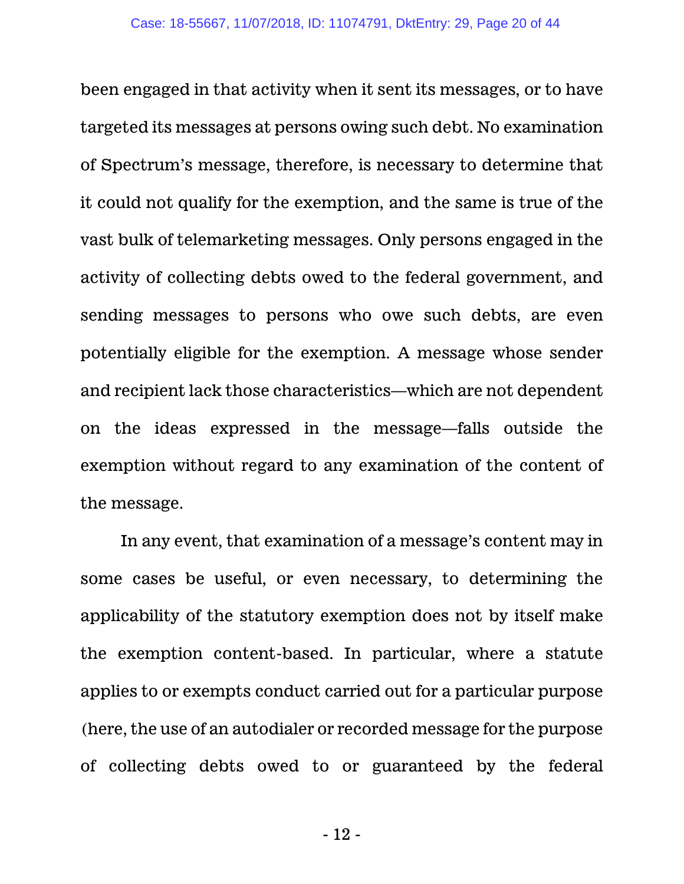been engaged in that activity when it sent its messages, or to have targeted its messages at persons owing such debt. No examination of Spectrum's message, therefore, is necessary to determine that it could not qualify for the exemption, and the same is true of the vast bulk of telemarketing messages. Only persons engaged in the activity of collecting debts owed to the federal government, and sending messages to persons who owe such debts, are even potentially eligible for the exemption. A message whose sender and recipient lack those characteristics—which are not dependent on the ideas expressed in the message—falls outside the exemption without regard to any examination of the content of the message.

In any event, that examination of a message's content may in some cases be useful, or even necessary, to determining the applicability of the statutory exemption does not by itself make the exemption content-based. In particular, where a statute applies to or exempts conduct carried out for a particular purpose (here, the use of an autodialer or recorded message for the purpose of collecting debts owed to or guaranteed by the federal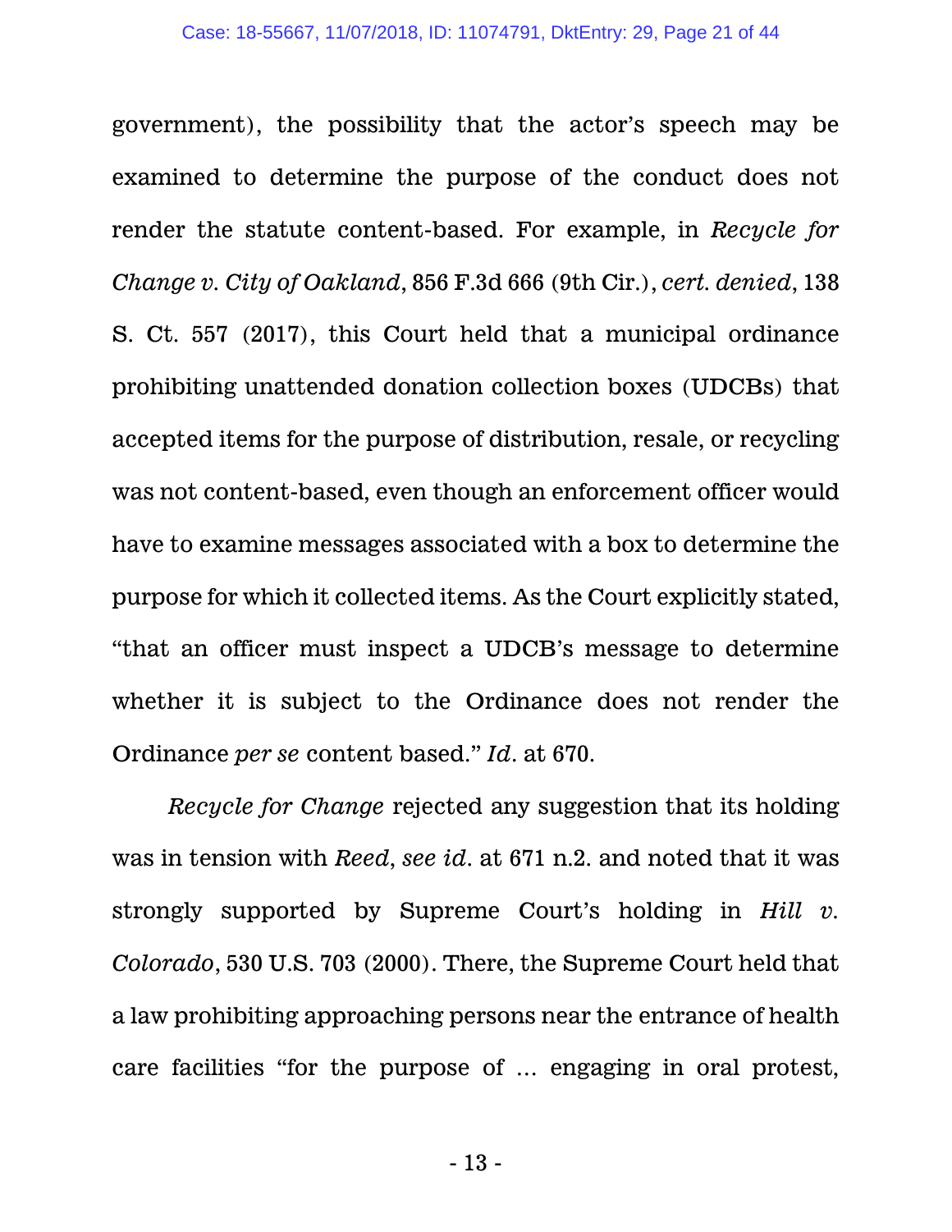government), the possibility that the actor's speech may be examined to determine the purpose of the conduct does not render the statute content-based. For example, in *Recycle for Change v. City of Oakland*, 856 F.3d 666 (9th Cir.), *cert. denied*, 138 S. Ct. 557 (2017), this Court held that a municipal ordinance prohibiting unattended donation collection boxes (UDCBs) that accepted items for the purpose of distribution, resale, or recycling was not content-based, even though an enforcement officer would have to examine messages associated with a box to determine the purpose for which it collected items. As the Court explicitly stated, "that an officer must inspect a UDCB's message to determine whether it is subject to the Ordinance does not render the Ordinance *per se* content based." *Id*. at 670.

*Recycle for Change* rejected any suggestion that its holding was in tension with *Reed*, *see id*. at 671 n.2. and noted that it was strongly supported by Supreme Court's holding in *Hill v. Colorado*, 530 U.S. 703 (2000). There, the Supreme Court held that a law prohibiting approaching persons near the entrance of health care facilities "for the purpose of … engaging in oral protest,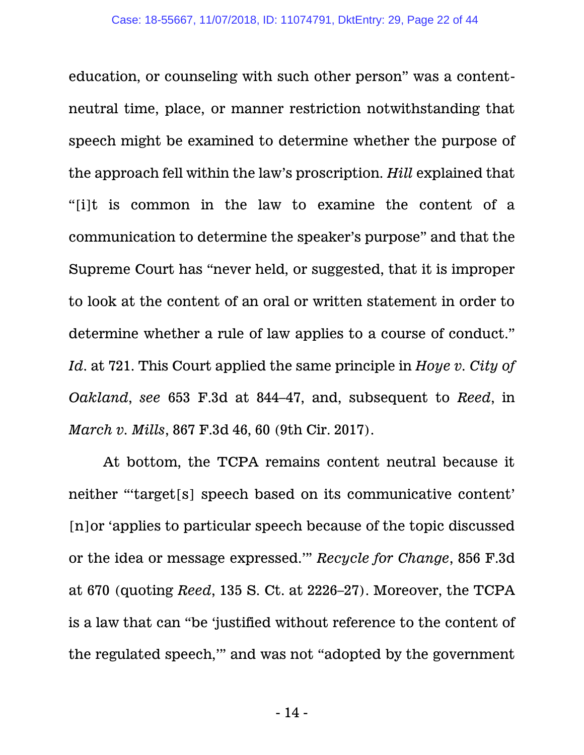education, or counseling with such other person" was a content-neutral time, place, or manner restriction notwithstanding that speech might be examined to determine whether the purpose of the approach fell within the law's proscription. *Hill* explained that "[i]t is common in the law to examine the content of a communication to determine the speaker's purpose" and that the Supreme Court has "never held, or suggested, that it is improper to look at the content of an oral or written statement in order to determine whether a rule of law applies to a course of conduct." *Id*. at 721. This Court applied the same principle in *Hoye v. City of Oakland*, *see* 653 F.3d at 844–47, and, subsequent to *Reed*, in *March v. Mills*, 867 F.3d 46, 60 (9th Cir. 2017).

At bottom, the TCPA remains content neutral because it neither "'target[s] speech based on its communicative content' [n]or 'applies to particular speech because of the topic discussed or the idea or message expressed.'" *Recycle for Change*, 856 F.3d at 670 (quoting *Reed*, 135 S. Ct. at 2226–27). Moreover, the TCPA is a law that can "be 'justified without reference to the content of the regulated speech,'" and was not "adopted by the government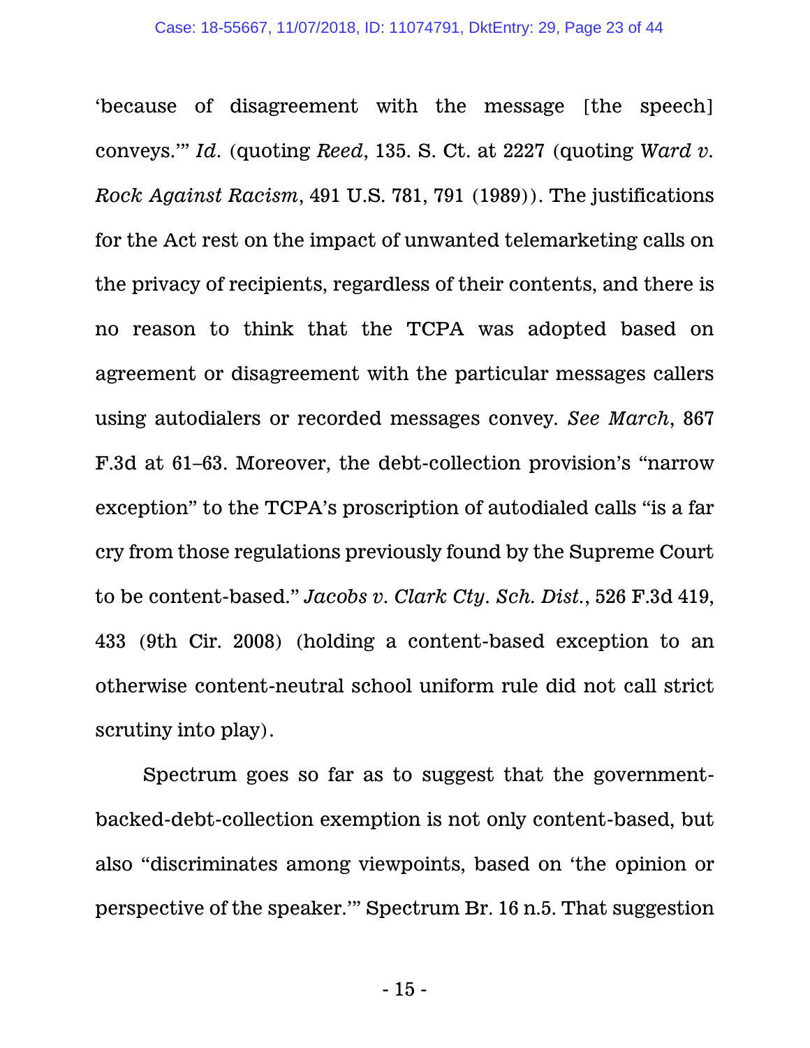'because of disagreement with the message [the speech] conveys.'" *Id.* (quoting *Reed*, 135. S. Ct. at 2227 (quoting *Ward v. Rock Against Racism*, 491 U.S. 781, 791 (1989)). The justifications for the Act rest on the impact of unwanted telemarketing calls on the privacy of recipients, regardless of their contents, and there is no reason to think that the TCPA was adopted based on agreement or disagreement with the particular messages callers using autodialers or recorded messages convey. *See March*, 867 F.3d at 61–63. Moreover, the debt-collection provision's "narrow exception" to the TCPA's proscription of autodialed calls "is a far cry from those regulations previously found by the Supreme Court to be content-based." *Jacobs v. Clark Cty. Sch. Dist.*, 526 F.3d 419, 433 (9th Cir. 2008) (holding a content-based exception to an otherwise content-neutral school uniform rule did not call strict scrutiny into play).

Spectrum goes so far as to suggest that the government-backed-debt-collection exemption is not only content-based, but also "discriminates among viewpoints, based on 'the opinion or perspective of the speaker.'" Spectrum Br. 16 n.5. That suggestion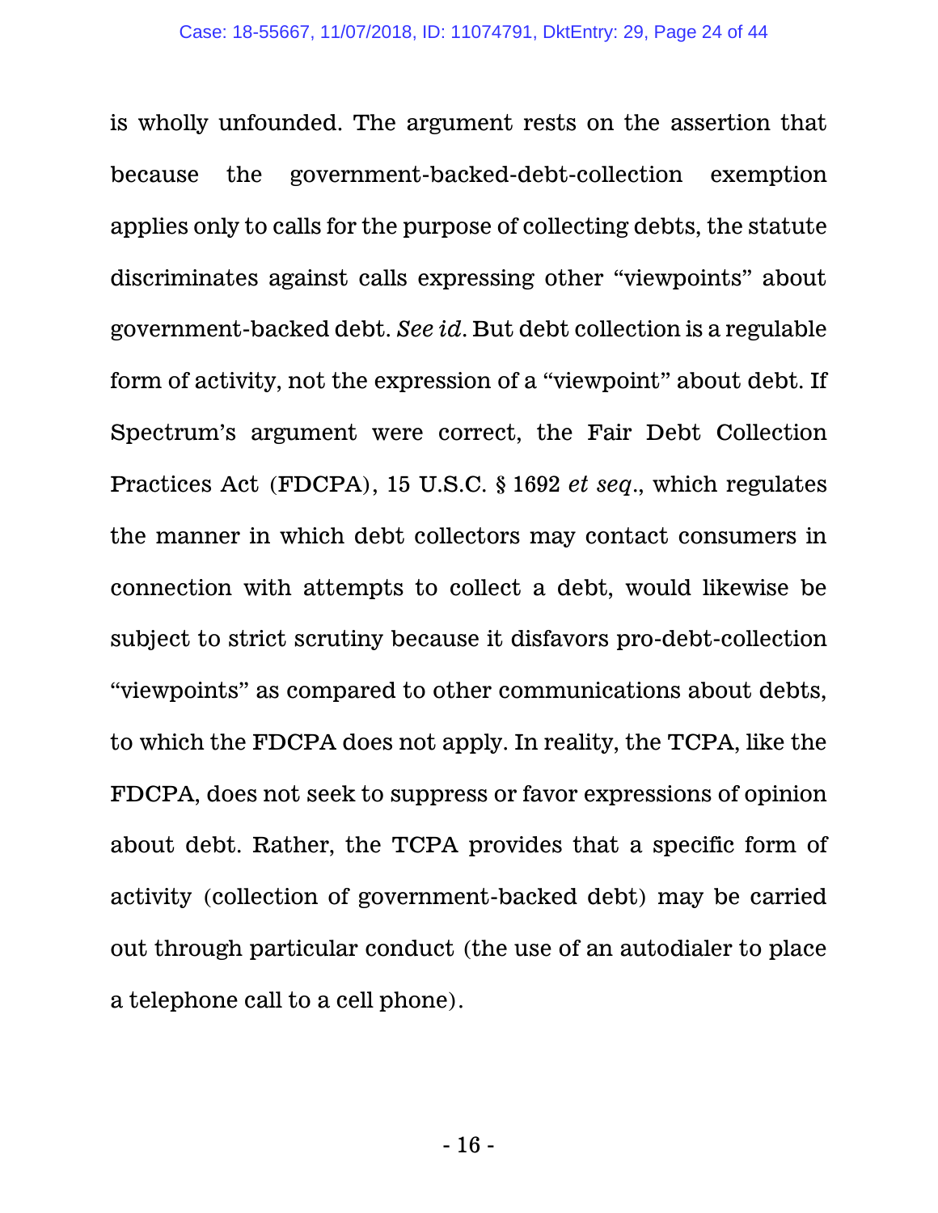is wholly unfounded. The argument rests on the assertion that because the government-backed-debt-collection exemption applies only to calls for the purpose of collecting debts, the statute discriminates against calls expressing other "viewpoints" about government-backed debt. *See id*. But debt collection is a regulable form of activity, not the expression of a "viewpoint" about debt. If Spectrum's argument were correct, the Fair Debt Collection Practices Act (FDCPA), 15 U.S.C. § 1692 *et seq*., which regulates the manner in which debt collectors may contact consumers in connection with attempts to collect a debt, would likewise be subject to strict scrutiny because it disfavors pro-debt-collection "viewpoints" as compared to other communications about debts, to which the FDCPA does not apply. In reality, the TCPA, like the FDCPA, does not seek to suppress or favor expressions of opinion about debt. Rather, the TCPA provides that a specific form of activity (collection of government-backed debt) may be carried out through particular conduct (the use of an autodialer to place a telephone call to a cell phone).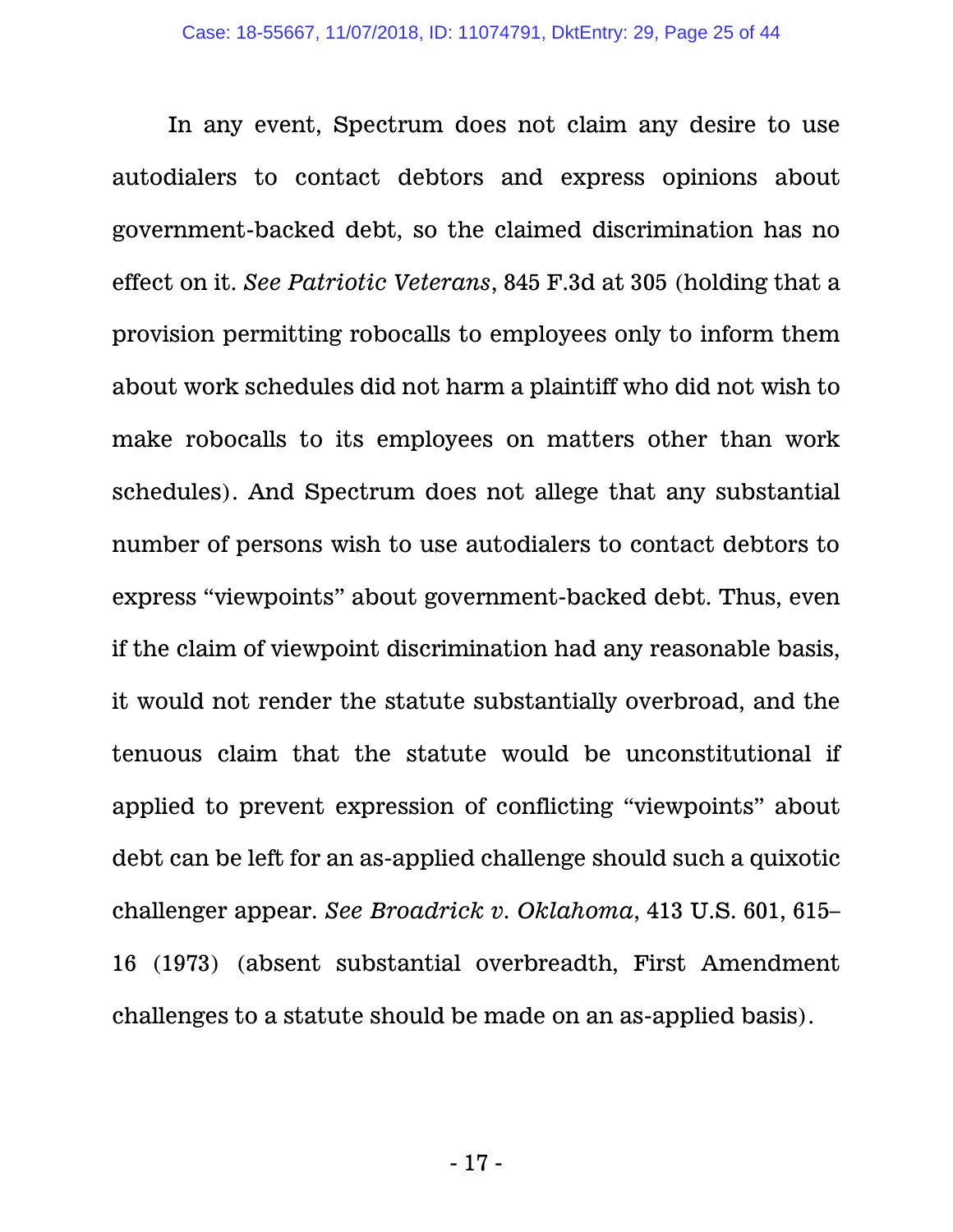In any event, Spectrum does not claim any desire to use autodialers to contact debtors and express opinions about government-backed debt, so the claimed discrimination has no effect on it. *See Patriotic Veterans*, 845 F.3d at 305 (holding that a provision permitting robocalls to employees only to inform them about work schedules did not harm a plaintiff who did not wish to make robocalls to its employees on matters other than work schedules). And Spectrum does not allege that any substantial number of persons wish to use autodialers to contact debtors to express "viewpoints" about government-backed debt. Thus, even if the claim of viewpoint discrimination had any reasonable basis, it would not render the statute substantially overbroad, and the tenuous claim that the statute would be unconstitutional if applied to prevent expression of conflicting "viewpoints" about debt can be left for an as-applied challenge should such a quixotic challenger appear. *See Broadrick v. Oklahoma*, 413 U.S. 601, 615–16 (1973) (absent substantial overbreadth, First Amendment challenges to a statute should be made on an as-applied basis).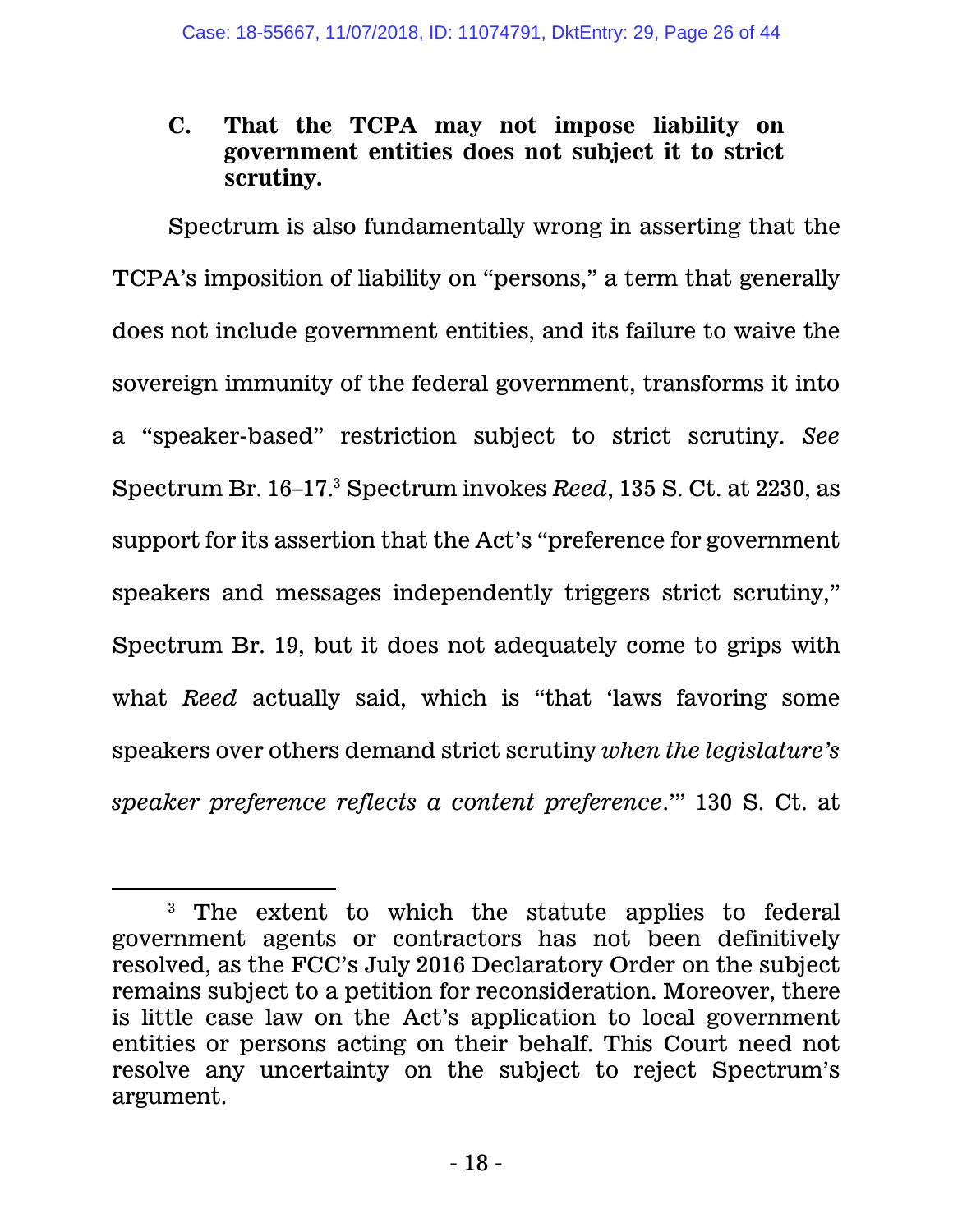### C. That the TCPA may not impose liability on government entities does not subject it to strict scrutiny.

Spectrum is also fundamentally wrong in asserting that the TCPA's imposition of liability on "persons," a term that generally does not include government entities, and its failure to waive the sovereign immunity of the federal government, transforms it into a "speaker-based" restriction subject to strict scrutiny. *See* Spectrum Br. 16–17.[3] Spectrum invokes *Reed*, 135 S. Ct. at 2230, as support for its assertion that the Act's "preference for government speakers and messages independently triggers strict scrutiny," Spectrum Br. 19, but it does not adequately come to grips with what *Reed* actually said, which is "that 'laws favoring some speakers over others demand strict scrutiny *when the legislature's speaker preference reflects a content preference*.'" 130 S. Ct. at

[3] The extent to which the statute applies to federal government agents or contractors has not been definitively resolved, as the FCC's July 2016 Declaratory Order on the subject remains subject to a petition for reconsideration. Moreover, there is little case law on the Act's application to local government entities or persons acting on their behalf. This Court need not resolve any uncertainty on the subject to reject Spectrum's argument.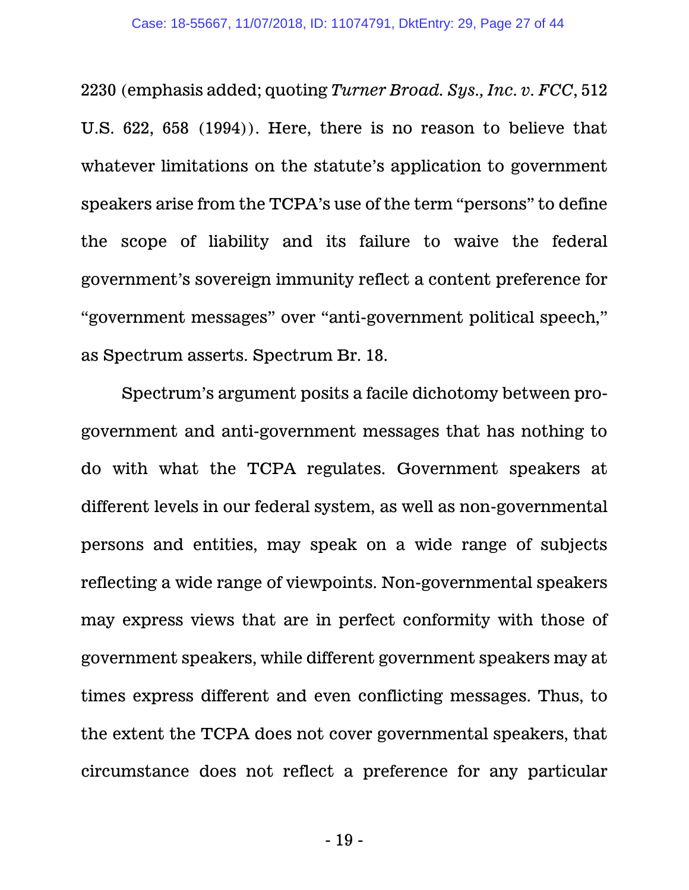2230 (emphasis added; quoting *Turner Broad. Sys., Inc. v. FCC*, 512 U.S. 622, 658 (1994)). Here, there is no reason to believe that whatever limitations on the statute's application to government speakers arise from the TCPA's use of the term "persons" to define the scope of liability and its failure to waive the federal government's sovereign immunity reflect a content preference for "government messages" over "anti-government political speech," as Spectrum asserts. Spectrum Br. 18.

Spectrum's argument posits a facile dichotomy between pro-government and anti-government messages that has nothing to do with what the TCPA regulates. Government speakers at different levels in our federal system, as well as non-governmental persons and entities, may speak on a wide range of subjects reflecting a wide range of viewpoints. Non-governmental speakers may express views that are in perfect conformity with those of government speakers, while different government speakers may at times express different and even conflicting messages. Thus, to the extent the TCPA does not cover governmental speakers, that circumstance does not reflect a preference for any particular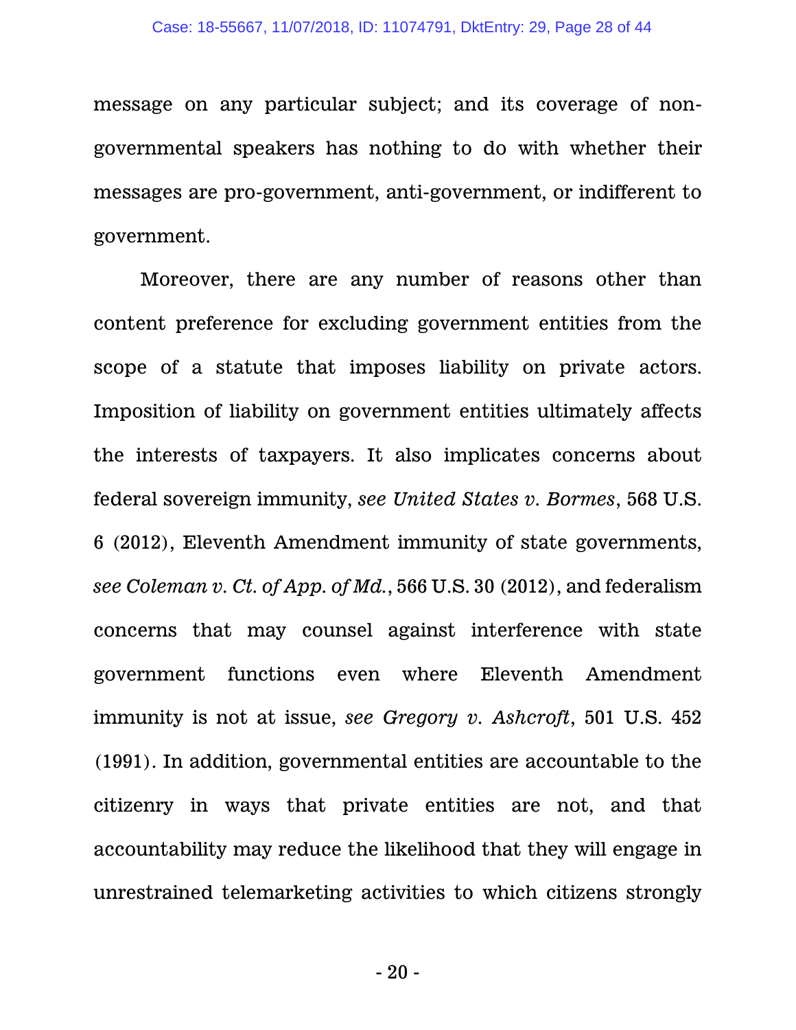message on any particular subject; and its coverage of non-governmental speakers has nothing to do with whether their messages are pro-government, anti-government, or indifferent to government.

Moreover, there are any number of reasons other than content preference for excluding government entities from the scope of a statute that imposes liability on private actors. Imposition of liability on government entities ultimately affects the interests of taxpayers. It also implicates concerns about federal sovereign immunity, *see United States v. Bormes*, 568 U.S. 6 (2012), Eleventh Amendment immunity of state governments, *see Coleman v. Ct. of App. of Md.*, 566 U.S. 30 (2012), and federalism concerns that may counsel against interference with state government functions even where Eleventh Amendment immunity is not at issue, *see Gregory v. Ashcroft*, 501 U.S. 452 (1991). In addition, governmental entities are accountable to the citizenry in ways that private entities are not, and that accountability may reduce the likelihood that they will engage in unrestrained telemarketing activities to which citizens strongly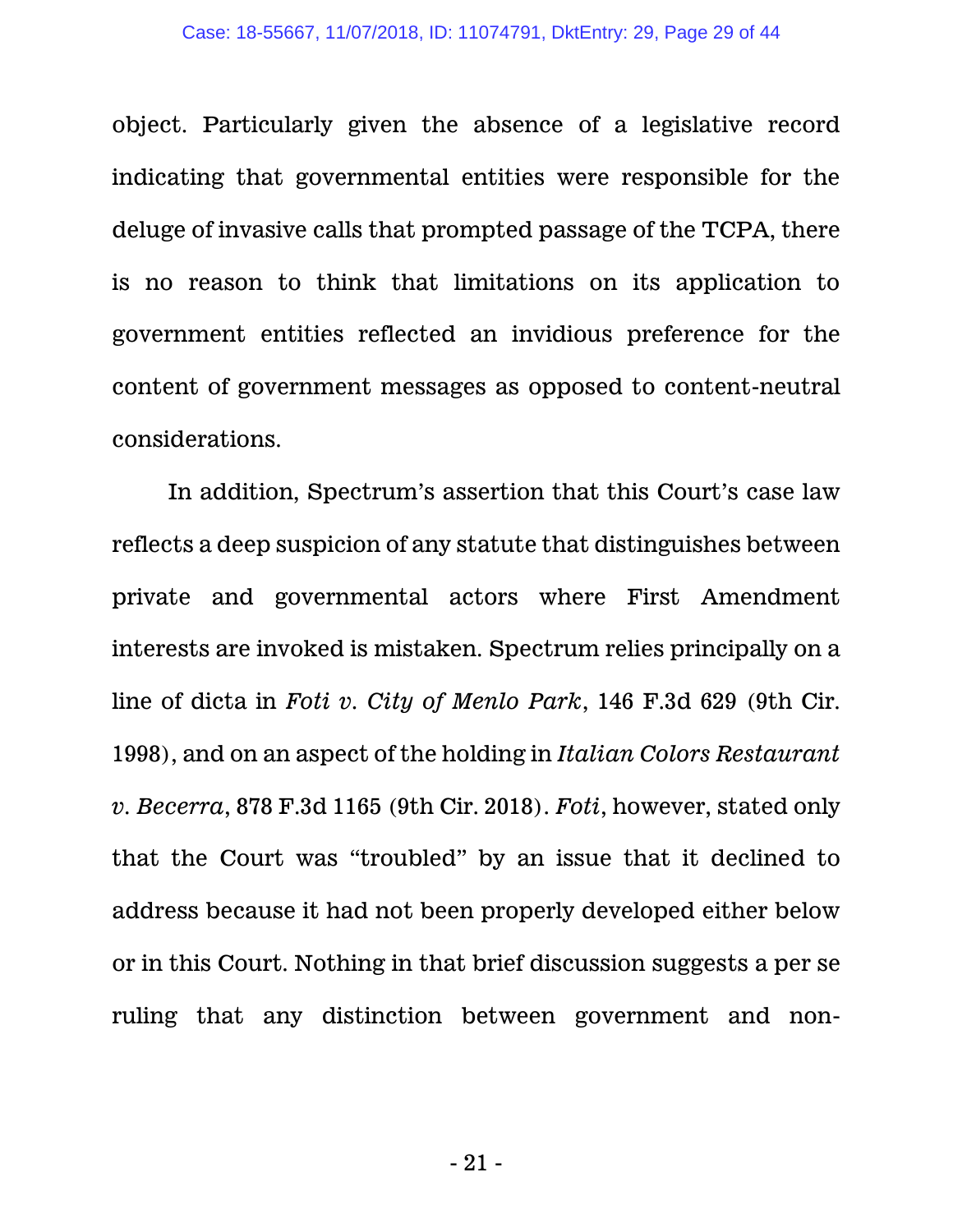object. Particularly given the absence of a legislative record indicating that governmental entities were responsible for the deluge of invasive calls that prompted passage of the TCPA, there is no reason to think that limitations on its application to government entities reflected an invidious preference for the content of government messages as opposed to content-neutral considerations.

In addition, Spectrum's assertion that this Court's case law reflects a deep suspicion of any statute that distinguishes between private and governmental actors where First Amendment interests are invoked is mistaken. Spectrum relies principally on a line of dicta in *Foti v. City of Menlo Park*, 146 F.3d 629 (9th Cir. 1998), and on an aspect of the holding in *Italian Colors Restaurant v. Becerra*, 878 F.3d 1165 (9th Cir. 2018). *Foti*, however, stated only that the Court was "troubled" by an issue that it declined to address because it had not been properly developed either below or in this Court. Nothing in that brief discussion suggests a per se ruling that any distinction between government and non-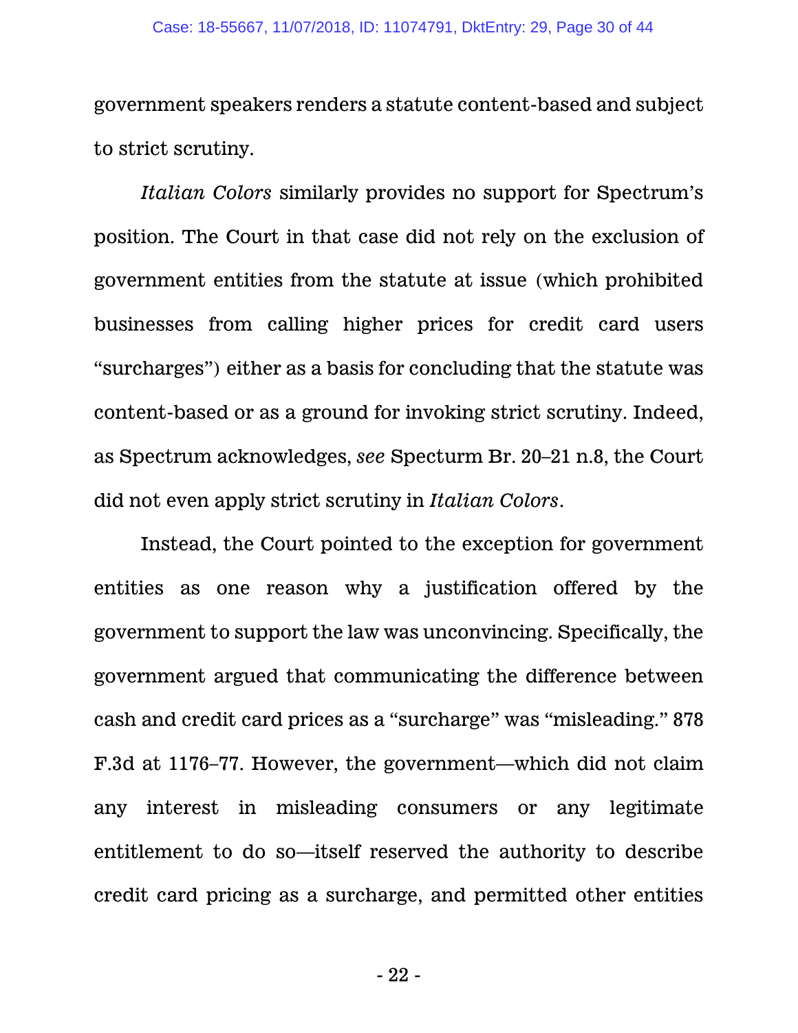government speakers renders a statute content-based and subject to strict scrutiny.

*Italian Colors* similarly provides no support for Spectrum's position. The Court in that case did not rely on the exclusion of government entities from the statute at issue (which prohibited businesses from calling higher prices for credit card users "surcharges") either as a basis for concluding that the statute was content-based or as a ground for invoking strict scrutiny. Indeed, as Spectrum acknowledges, *see* Specturm Br. 20–21 n.8, the Court did not even apply strict scrutiny in *Italian Colors*.

Instead, the Court pointed to the exception for government entities as one reason why a justification offered by the government to support the law was unconvincing. Specifically, the government argued that communicating the difference between cash and credit card prices as a "surcharge" was "misleading." 878 F.3d at 1176–77. However, the government—which did not claim any interest in misleading consumers or any legitimate entitlement to do so—itself reserved the authority to describe credit card pricing as a surcharge, and permitted other entities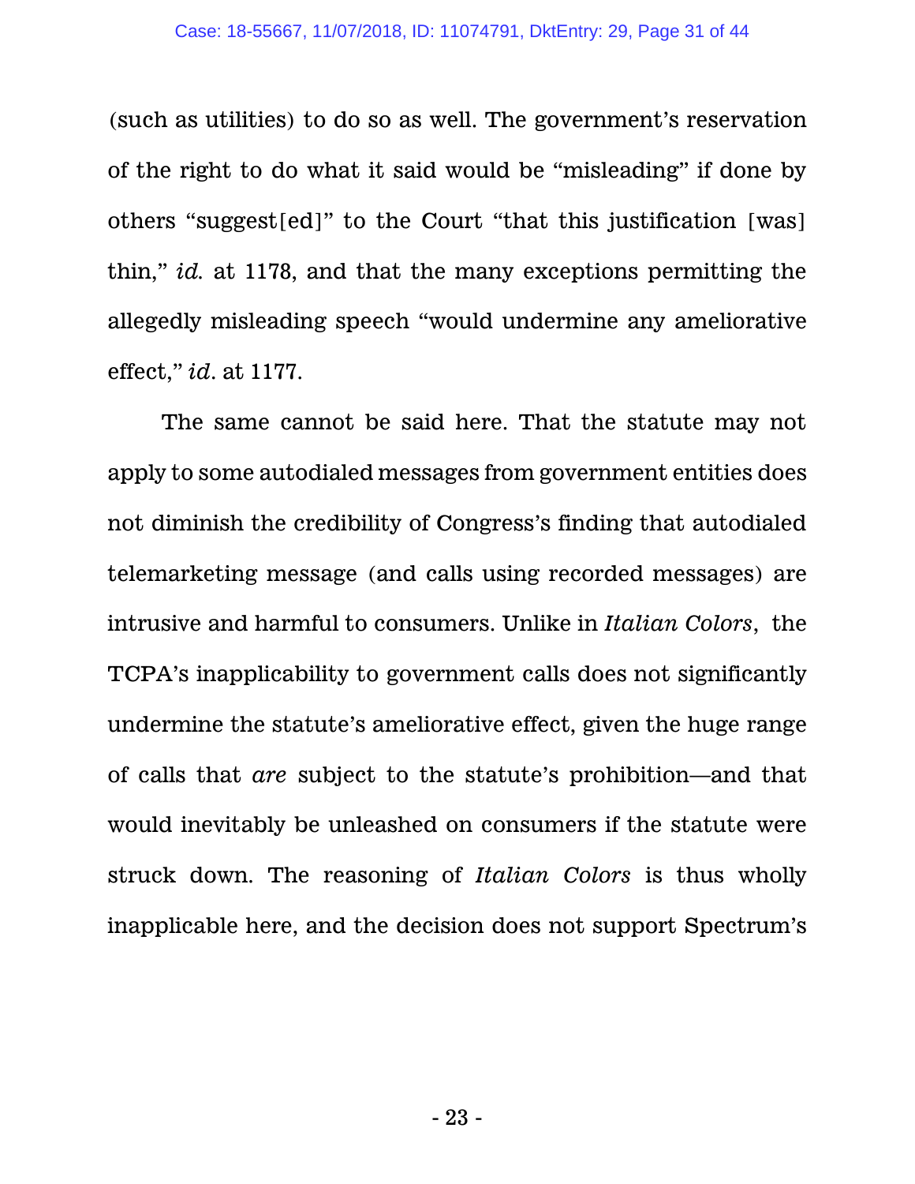(such as utilities) to do so as well. The government's reservation of the right to do what it said would be "misleading" if done by others "suggest[ed]" to the Court "that this justification [was] thin," *id.* at 1178, and that the many exceptions permitting the allegedly misleading speech "would undermine any ameliorative effect," *id*. at 1177.

The same cannot be said here. That the statute may not apply to some autodialed messages from government entities does not diminish the credibility of Congress's finding that autodialed telemarketing message (and calls using recorded messages) are intrusive and harmful to consumers. Unlike in *Italian Colors*, the TCPA's inapplicability to government calls does not significantly undermine the statute's ameliorative effect, given the huge range of calls that *are* subject to the statute's prohibition—and that would inevitably be unleashed on consumers if the statute were struck down. The reasoning of *Italian Colors* is thus wholly inapplicable here, and the decision does not support Spectrum's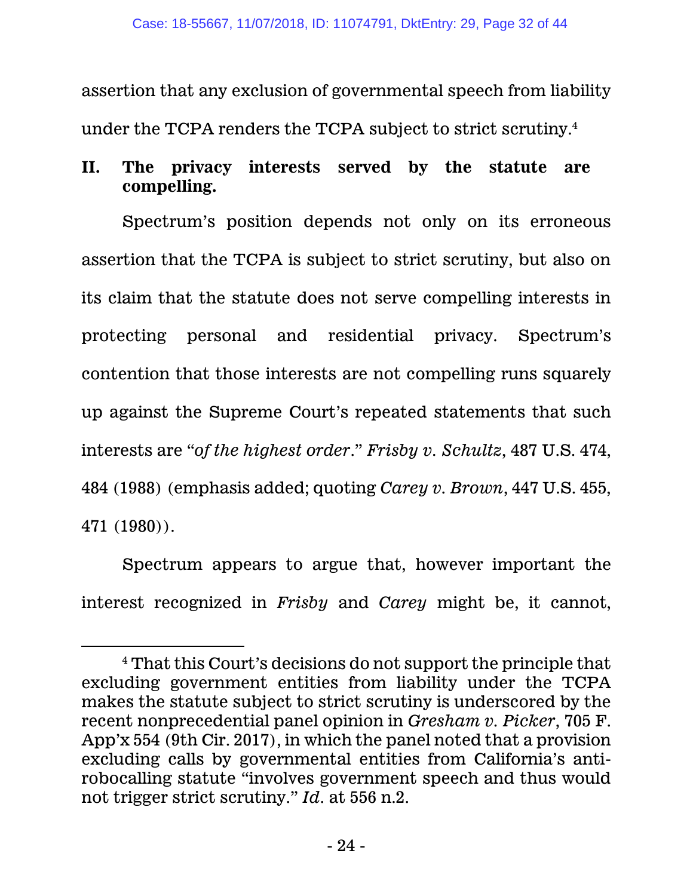assertion that any exclusion of governmental speech from liability under the TCPA renders the TCPA subject to strict scrutiny.[4]

## II. The privacy interests served by the statute are compelling.

Spectrum's position depends not only on its erroneous assertion that the TCPA is subject to strict scrutiny, but also on its claim that the statute does not serve compelling interests in protecting personal and residential privacy. Spectrum's contention that those interests are not compelling runs squarely up against the Supreme Court's repeated statements that such interests are "*of the highest order*." *Frisby v. Schultz*, 487 U.S. 474, 484 (1988) (emphasis added; quoting *Carey v. Brown*, 447 U.S. 455, 471 (1980)).

Spectrum appears to argue that, however important the interest recognized in *Frisby* and *Carey* might be, it cannot,

---

[4] That this Court's decisions do not support the principle that excluding government entities from liability under the TCPA makes the statute subject to strict scrutiny is underscored by the recent nonprecedential panel opinion in *Gresham v. Picker*, 705 F. App'x 554 (9th Cir. 2017), in which the panel noted that a provision excluding calls by governmental entities from California's anti-robocalling statute "involves government speech and thus would not trigger strict scrutiny." *Id.* at 556 n.2.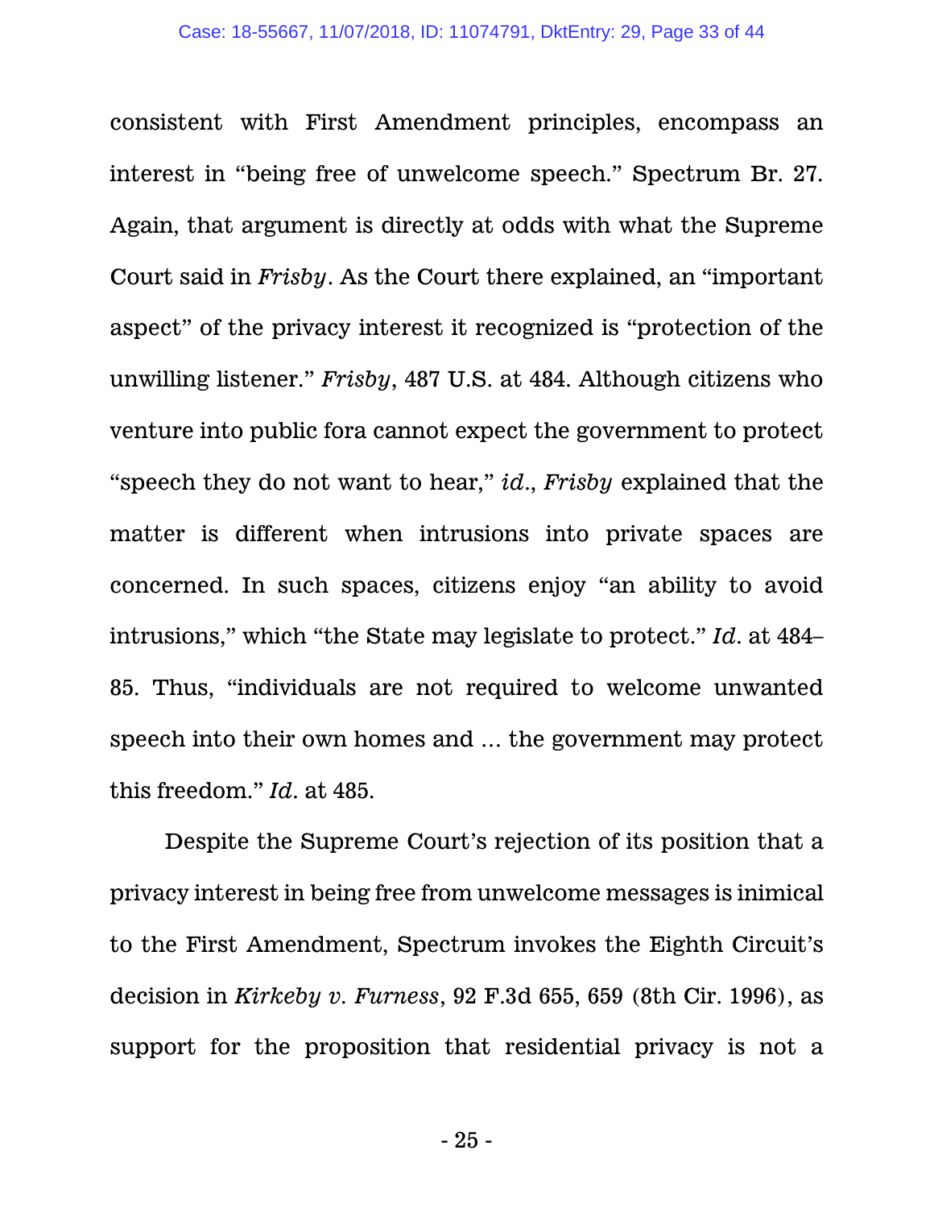consistent with First Amendment principles, encompass an interest in "being free of unwelcome speech." Spectrum Br. 27. Again, that argument is directly at odds with what the Supreme Court said in *Frisby*. As the Court there explained, an "important aspect" of the privacy interest it recognized is "protection of the unwilling listener." *Frisby*, 487 U.S. at 484. Although citizens who venture into public fora cannot expect the government to protect "speech they do not want to hear," *id.*, *Frisby* explained that the matter is different when intrusions into private spaces are concerned. In such spaces, citizens enjoy "an ability to avoid intrusions," which "the State may legislate to protect." *Id.* at 484–85. Thus, "individuals are not required to welcome unwanted speech into their own homes and … the government may protect this freedom." *Id.* at 485.

Despite the Supreme Court's rejection of its position that a privacy interest in being free from unwelcome messages is inimical to the First Amendment, Spectrum invokes the Eighth Circuit's decision in *Kirkeby v. Furness*, 92 F.3d 655, 659 (8th Cir. 1996), as support for the proposition that residential privacy is not a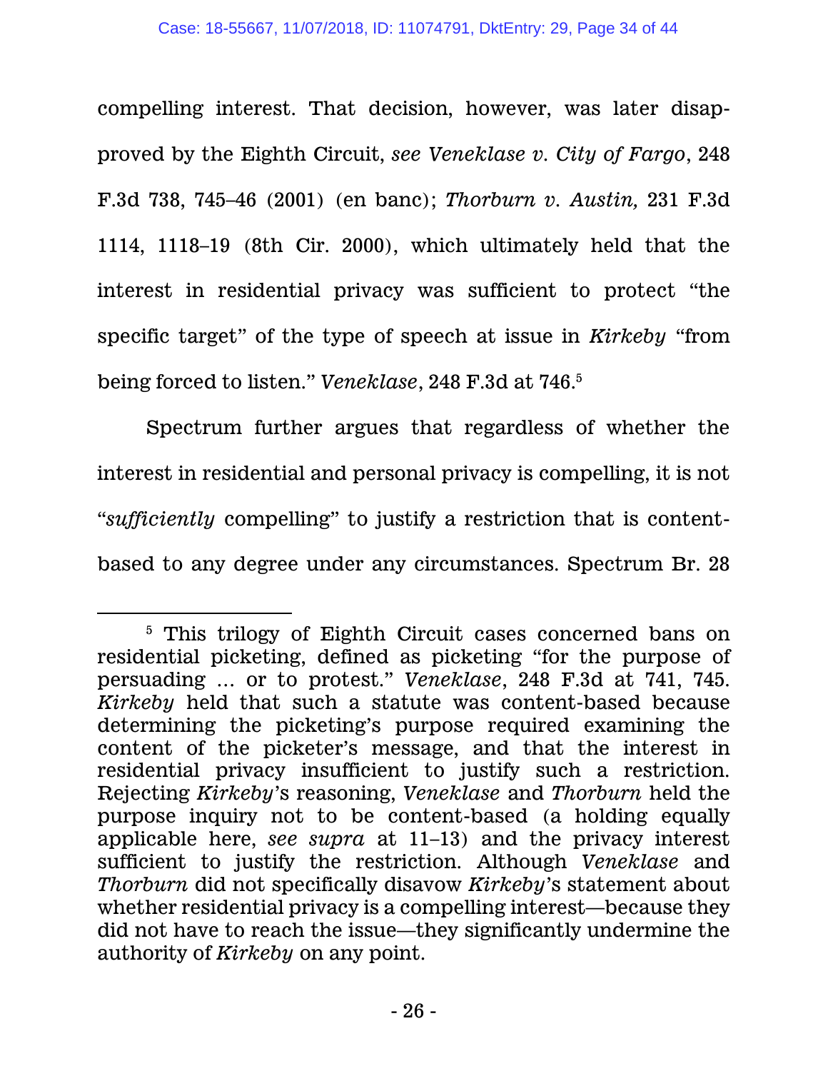compelling interest. That decision, however, was later disapproved by the Eighth Circuit, *see Veneklase v. City of Fargo*, 248 F.3d 738, 745–46 (2001) (en banc); *Thorburn v. Austin,* 231 F.3d 1114, 1118–19 (8th Cir. 2000), which ultimately held that the interest in residential privacy was sufficient to protect "the specific target" of the type of speech at issue in *Kirkeby* "from being forced to listen." *Veneklase*, 248 F.3d at 746.[5]

Spectrum further argues that regardless of whether the interest in residential and personal privacy is compelling, it is not "*sufficiently* compelling" to justify a restriction that is content-based to any degree under any circumstances. Spectrum Br. 28

---

[5] This trilogy of Eighth Circuit cases concerned bans on residential picketing, defined as picketing "for the purpose of persuading … or to protest." *Veneklase*, 248 F.3d at 741, 745. *Kirkeby* held that such a statute was content-based because determining the picketing's purpose required examining the content of the picketer's message, and that the interest in residential privacy insufficient to justify such a restriction. Rejecting *Kirkeby*'s reasoning, *Veneklase* and *Thorburn* held the purpose inquiry not to be content-based (a holding equally applicable here, *see supra* at 11–13) and the privacy interest sufficient to justify the restriction. Although *Veneklase* and *Thorburn* did not specifically disavow *Kirkeby*'s statement about whether residential privacy is a compelling interest—because they did not have to reach the issue—they significantly undermine the authority of *Kirkeby* on any point.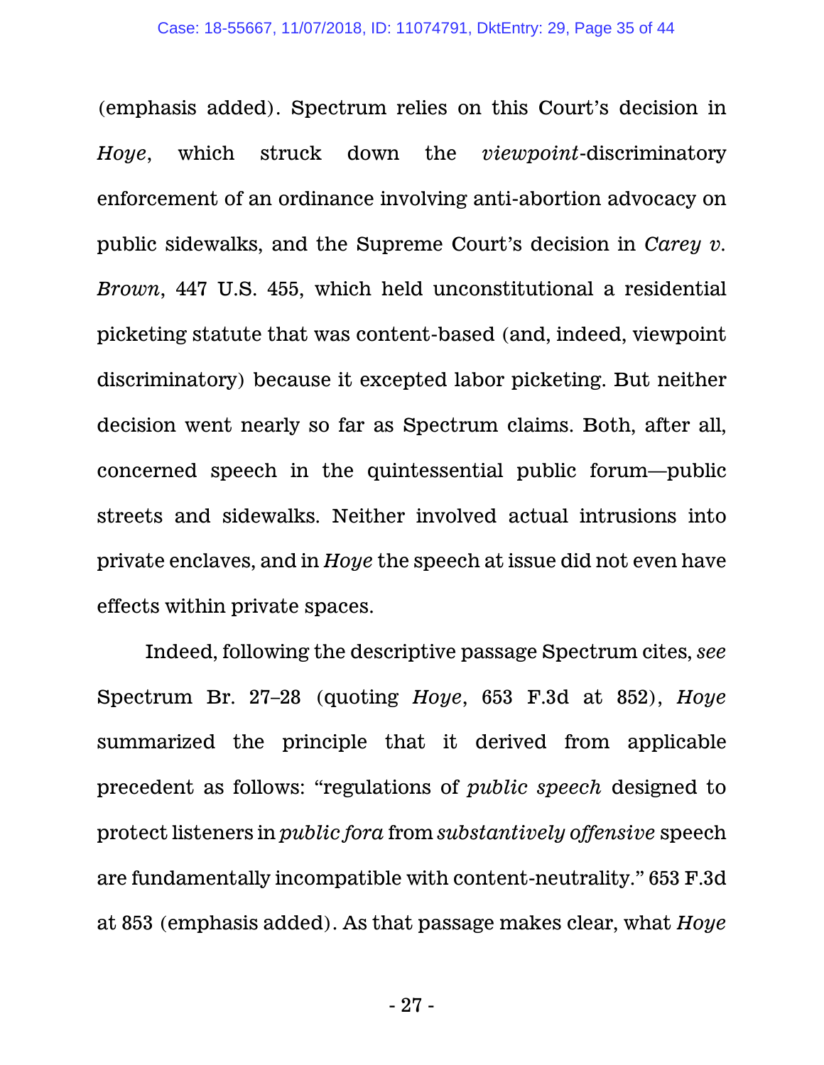(emphasis added). Spectrum relies on this Court's decision in *Hoye*, which struck down the *viewpoint*-discriminatory enforcement of an ordinance involving anti-abortion advocacy on public sidewalks, and the Supreme Court's decision in *Carey v. Brown*, 447 U.S. 455, which held unconstitutional a residential picketing statute that was content-based (and, indeed, viewpoint discriminatory) because it excepted labor picketing. But neither decision went nearly so far as Spectrum claims. Both, after all, concerned speech in the quintessential public forum—public streets and sidewalks. Neither involved actual intrusions into private enclaves, and in *Hoye* the speech at issue did not even have effects within private spaces.

Indeed, following the descriptive passage Spectrum cites, *see* Spectrum Br. 27–28 (quoting *Hoye*, 653 F.3d at 852), *Hoye* summarized the principle that it derived from applicable precedent as follows: "regulations of *public speech* designed to protect listeners in *public fora* from *substantively offensive* speech are fundamentally incompatible with content-neutrality." 653 F.3d at 853 (emphasis added). As that passage makes clear, what *Hoye*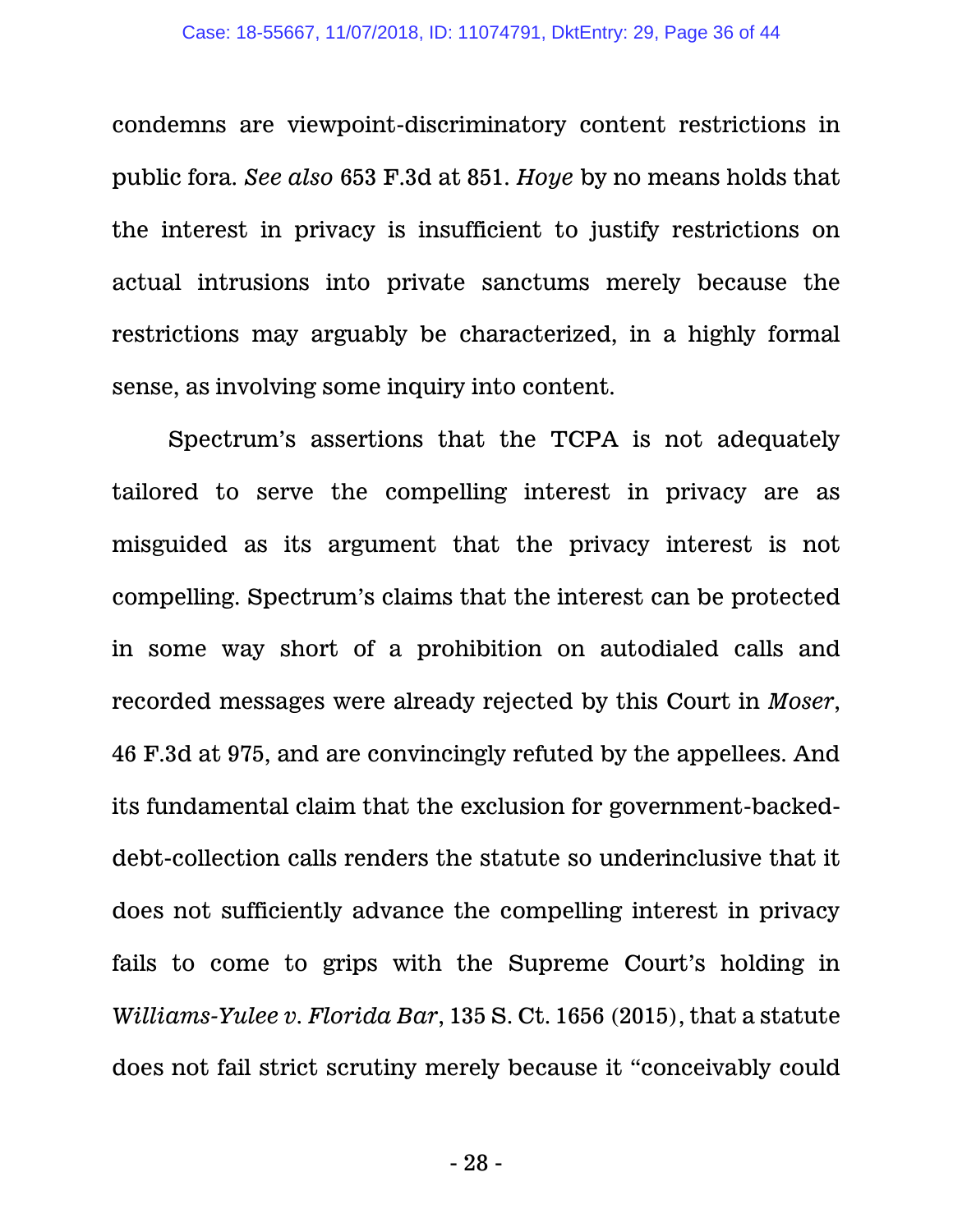condemns are viewpoint-discriminatory content restrictions in public fora. *See also* 653 F.3d at 851. *Hoye* by no means holds that the interest in privacy is insufficient to justify restrictions on actual intrusions into private sanctums merely because the restrictions may arguably be characterized, in a highly formal sense, as involving some inquiry into content.

Spectrum's assertions that the TCPA is not adequately tailored to serve the compelling interest in privacy are as misguided as its argument that the privacy interest is not compelling. Spectrum's claims that the interest can be protected in some way short of a prohibition on autodialed calls and recorded messages were already rejected by this Court in *Moser*, 46 F.3d at 975, and are convincingly refuted by the appellees. And its fundamental claim that the exclusion for government-backed-debt-collection calls renders the statute so underinclusive that it does not sufficiently advance the compelling interest in privacy fails to come to grips with the Supreme Court's holding in *Williams-Yulee v. Florida Bar*, 135 S. Ct. 1656 (2015), that a statute does not fail strict scrutiny merely because it "conceivably could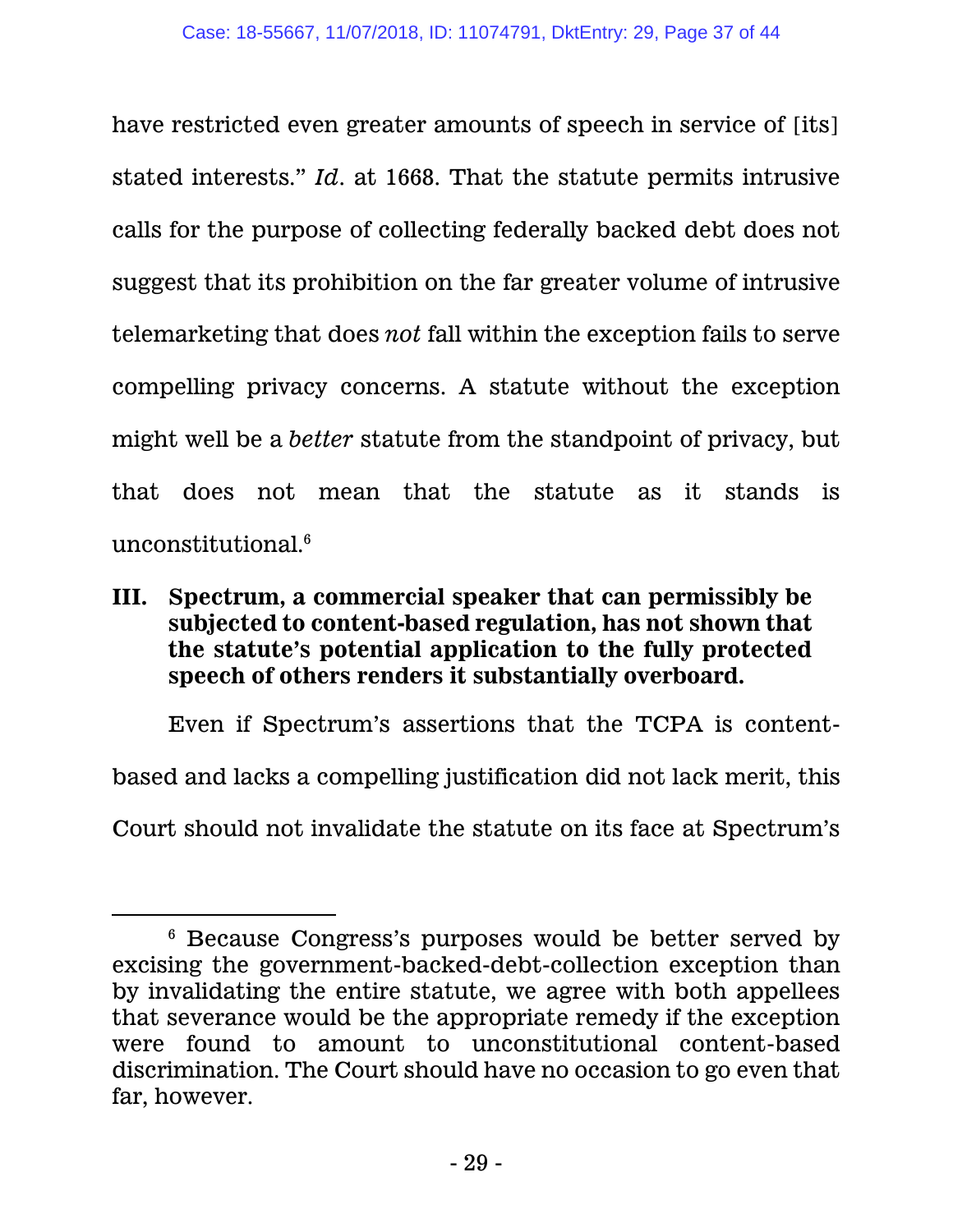have restricted even greater amounts of speech in service of [its] stated interests." *Id*. at 1668. That the statute permits intrusive calls for the purpose of collecting federally backed debt does not suggest that its prohibition on the far greater volume of intrusive telemarketing that does *not* fall within the exception fails to serve compelling privacy concerns. A statute without the exception might well be a *better* statute from the standpoint of privacy, but that does not mean that the statute as it stands is unconstitutional.[6]

### III. Spectrum, a commercial speaker that can permissibly be subjected to content-based regulation, has not shown that the statute's potential application to the fully protected speech of others renders it substantially overboard.

Even if Spectrum's assertions that the TCPA is content-based and lacks a compelling justification did not lack merit, this Court should not invalidate the statute on its face at Spectrum's

---

[6] Because Congress's purposes would be better served by excising the government-backed-debt-collection exception than by invalidating the entire statute, we agree with both appellees that severance would be the appropriate remedy if the exception were found to amount to unconstitutional content-based discrimination. The Court should have no occasion to go even that far, however.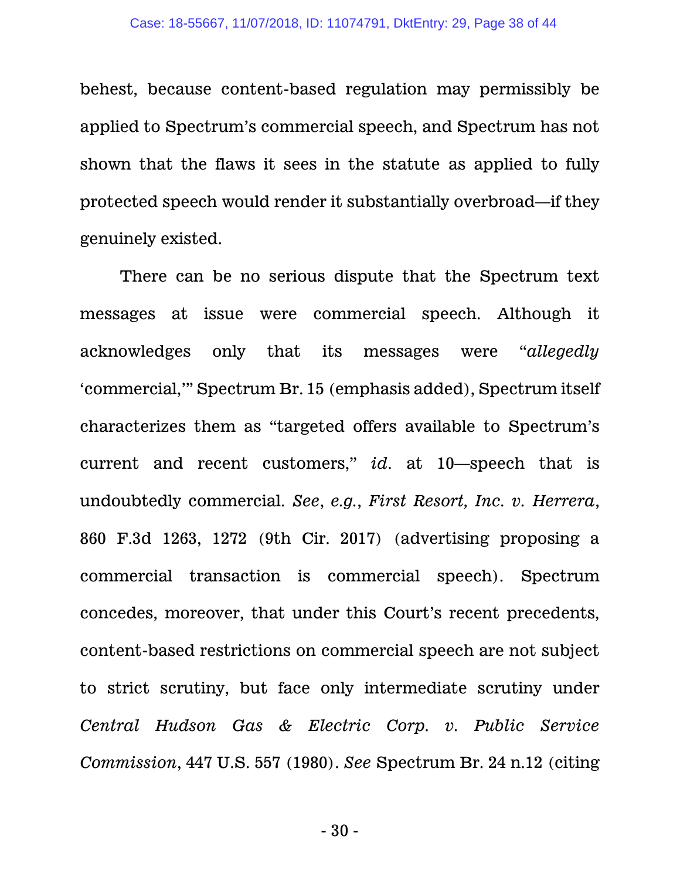behest, because content-based regulation may permissibly be applied to Spectrum's commercial speech, and Spectrum has not shown that the flaws it sees in the statute as applied to fully protected speech would render it substantially overbroad—if they genuinely existed.

There can be no serious dispute that the Spectrum text messages at issue were commercial speech. Although it acknowledges only that its messages were "*allegedly* 'commercial,'" Spectrum Br. 15 (emphasis added), Spectrum itself characterizes them as "targeted offers available to Spectrum's current and recent customers," *id.* at 10—speech that is undoubtedly commercial. *See*, *e.g.*, *First Resort, Inc. v. Herrera*, 860 F.3d 1263, 1272 (9th Cir. 2017) (advertising proposing a commercial transaction is commercial speech). Spectrum concedes, moreover, that under this Court's recent precedents, content-based restrictions on commercial speech are not subject to strict scrutiny, but face only intermediate scrutiny under *Central Hudson Gas & Electric Corp. v. Public Service Commission*, 447 U.S. 557 (1980). *See* Spectrum Br. 24 n.12 (citing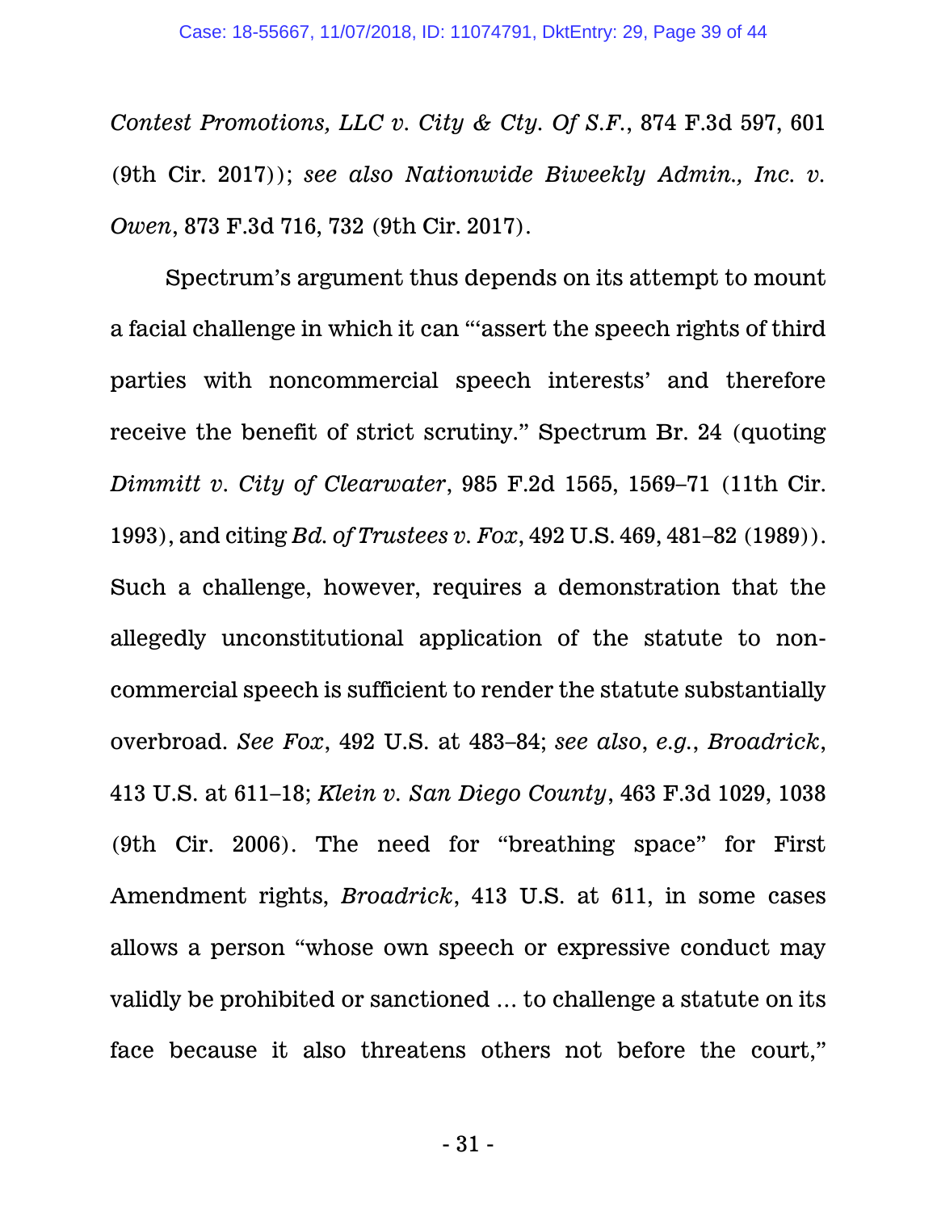*Contest Promotions, LLC v. City & Cty. Of S.F.*, 874 F.3d 597, 601 (9th Cir. 2017)); *see also Nationwide Biweekly Admin., Inc. v. Owen*, 873 F.3d 716, 732 (9th Cir. 2017).

Spectrum's argument thus depends on its attempt to mount a facial challenge in which it can "'assert the speech rights of third parties with noncommercial speech interests' and therefore receive the benefit of strict scrutiny." Spectrum Br. 24 (quoting *Dimmitt v. City of Clearwater*, 985 F.2d 1565, 1569–71 (11th Cir. 1993), and citing *Bd. of Trustees v. Fox*, 492 U.S. 469, 481–82 (1989)). Such a challenge, however, requires a demonstration that the allegedly unconstitutional application of the statute to non-commercial speech is sufficient to render the statute substantially overbroad. *See Fox*, 492 U.S. at 483–84; *see also*, *e.g.*, *Broadrick*, 413 U.S. at 611–18; *Klein v. San Diego County*, 463 F.3d 1029, 1038 (9th Cir. 2006). The need for "breathing space" for First Amendment rights, *Broadrick*, 413 U.S. at 611, in some cases allows a person "whose own speech or expressive conduct may validly be prohibited or sanctioned … to challenge a statute on its face because it also threatens others not before the court,"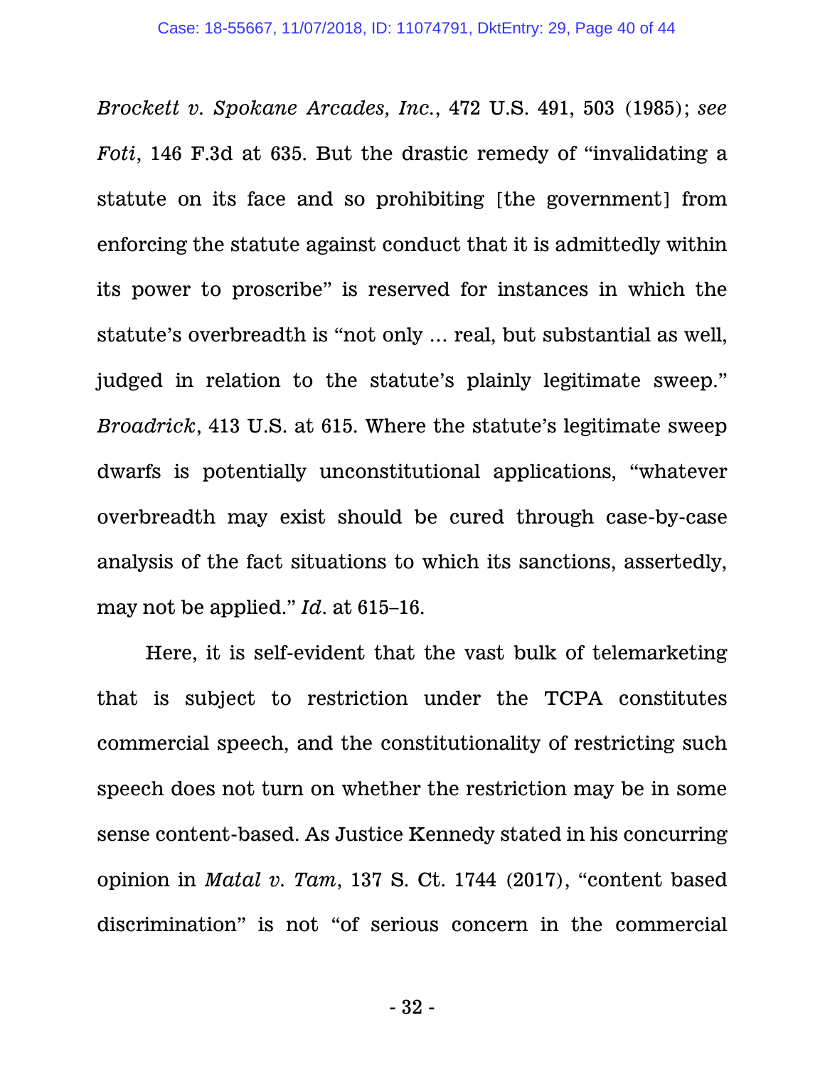*Brockett v. Spokane Arcades, Inc.*, 472 U.S. 491, 503 (1985); *see Foti*, 146 F.3d at 635. But the drastic remedy of "invalidating a statute on its face and so prohibiting [the government] from enforcing the statute against conduct that it is admittedly within its power to proscribe" is reserved for instances in which the statute's overbreadth is "not only … real, but substantial as well, judged in relation to the statute's plainly legitimate sweep." *Broadrick*, 413 U.S. at 615. Where the statute's legitimate sweep dwarfs is potentially unconstitutional applications, "whatever overbreadth may exist should be cured through case-by-case analysis of the fact situations to which its sanctions, assertedly, may not be applied." *Id*. at 615–16.

Here, it is self-evident that the vast bulk of telemarketing that is subject to restriction under the TCPA constitutes commercial speech, and the constitutionality of restricting such speech does not turn on whether the restriction may be in some sense content-based. As Justice Kennedy stated in his concurring opinion in *Matal v. Tam*, 137 S. Ct. 1744 (2017), "content based discrimination" is not "of serious concern in the commercial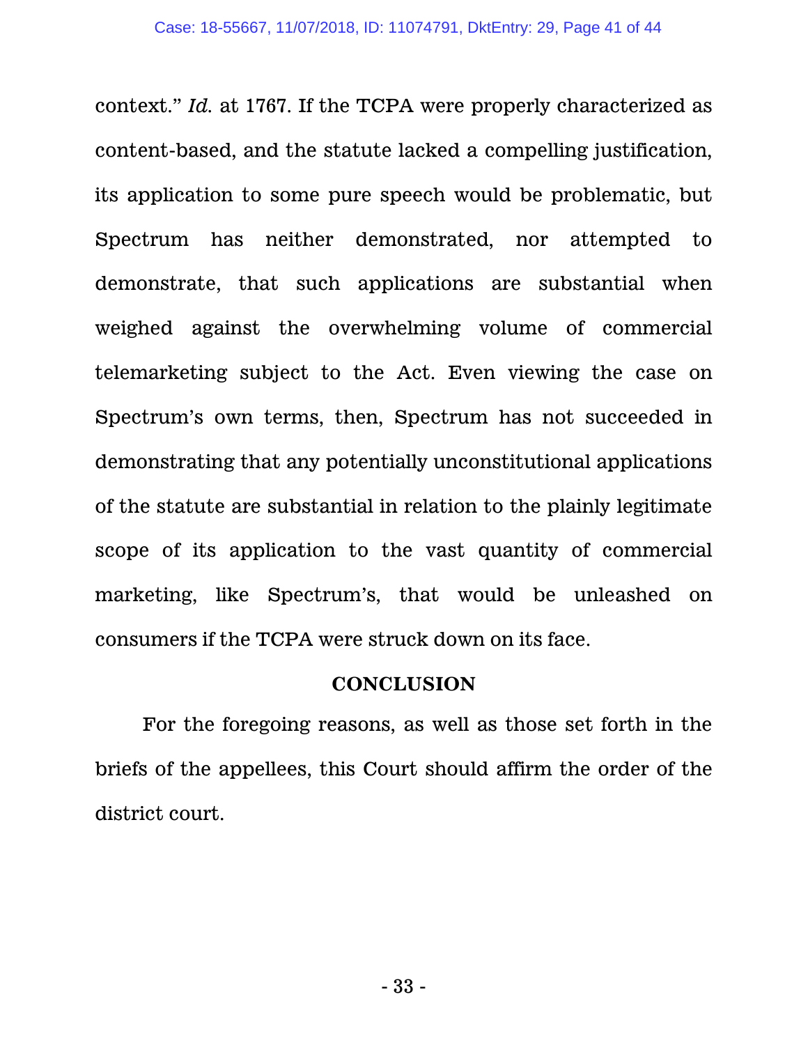context." *Id.* at 1767. If the TCPA were properly characterized as content-based, and the statute lacked a compelling justification, its application to some pure speech would be problematic, but Spectrum has neither demonstrated, nor attempted to demonstrate, that such applications are substantial when weighed against the overwhelming volume of commercial telemarketing subject to the Act. Even viewing the case on Spectrum's own terms, then, Spectrum has not succeeded in demonstrating that any potentially unconstitutional applications of the statute are substantial in relation to the plainly legitimate scope of its application to the vast quantity of commercial marketing, like Spectrum's, that would be unleashed on consumers if the TCPA were struck down on its face.

## CONCLUSION

For the foregoing reasons, as well as those set forth in the briefs of the appellees, this Court should affirm the order of the district court.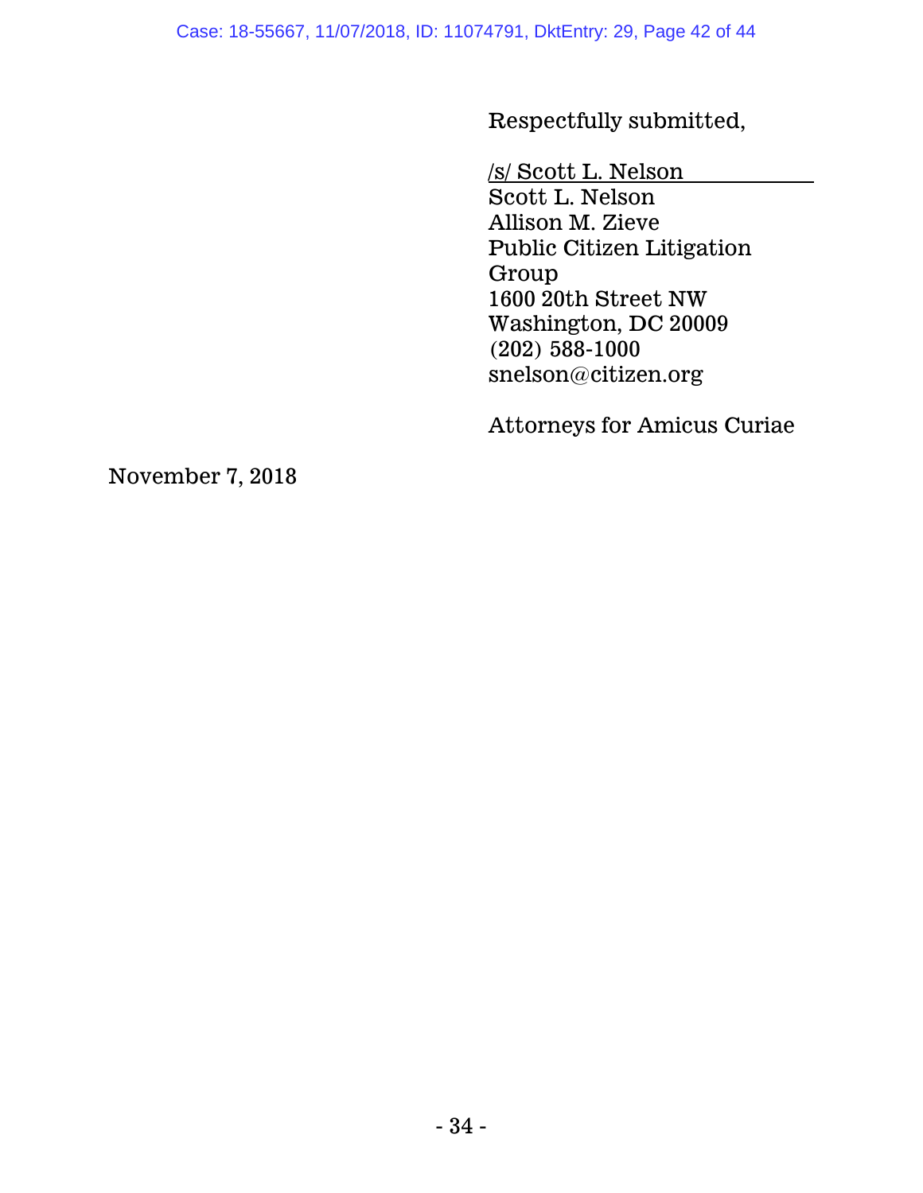Respectfully submitted,

/s/ Scott L. Nelson
Scott L. Nelson
Allison M. Zieve
Public Citizen Litigation Group
1600 20th Street NW
Washington, DC 20009
(202) 588-1000
snelson@citizen.org

Attorneys for Amicus Curiae

November 7, 2018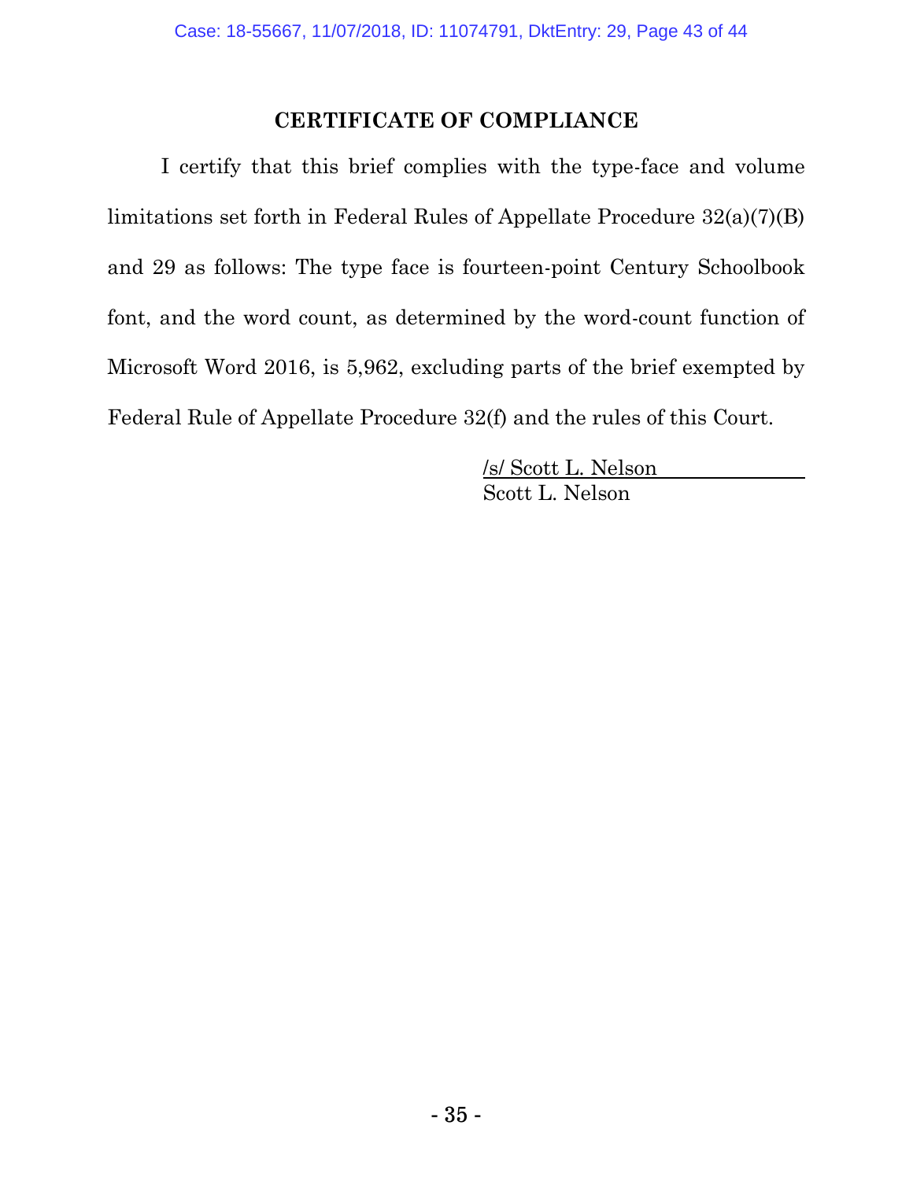## CERTIFICATE OF COMPLIANCE

I certify that this brief complies with the type-face and volume limitations set forth in Federal Rules of Appellate Procedure 32(a)(7)(B) and 29 as follows: The type face is fourteen-point Century Schoolbook font, and the word count, as determined by the word-count function of Microsoft Word 2016, is 5,962, excluding parts of the brief exempted by Federal Rule of Appellate Procedure 32(f) and the rules of this Court.

/s/ Scott L. Nelson
Scott L. Nelson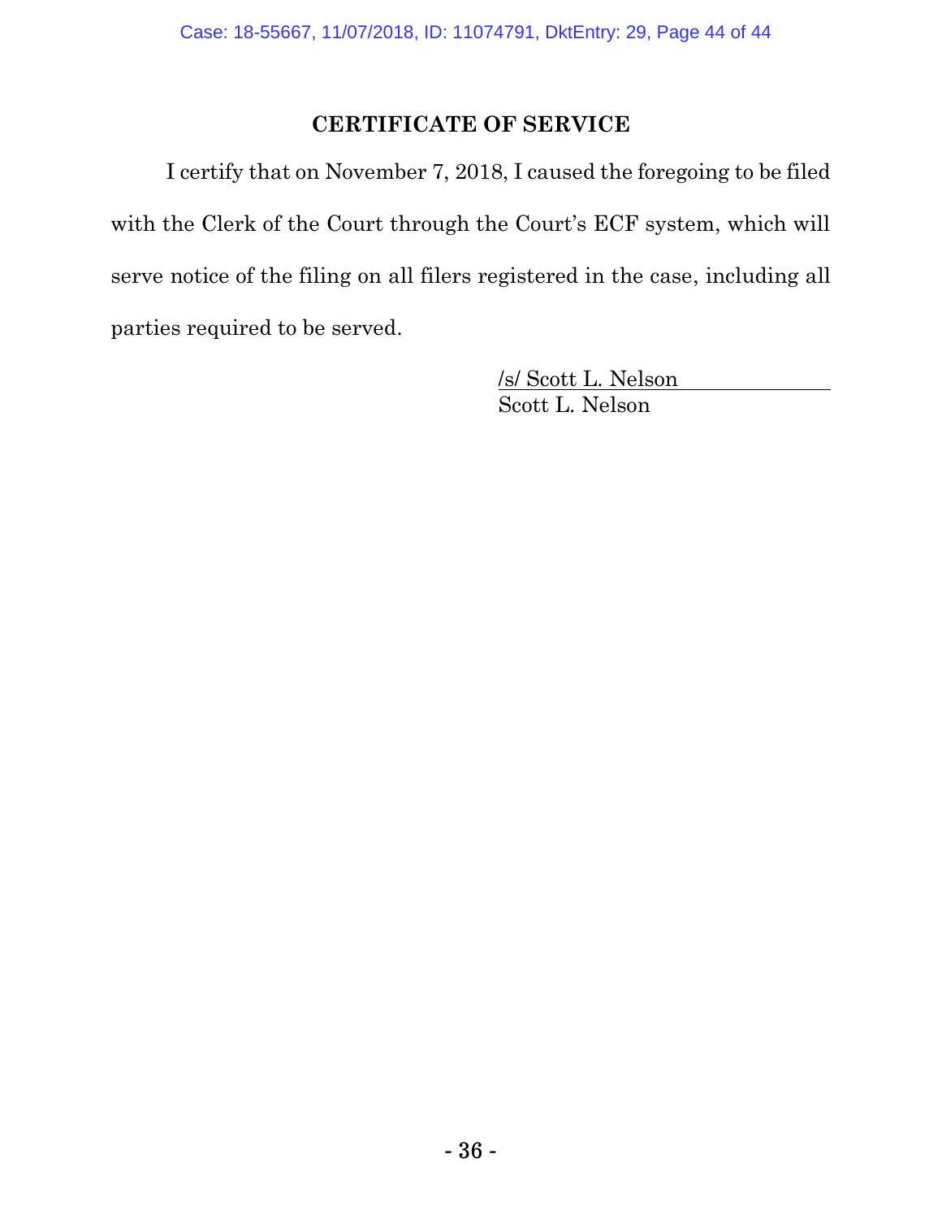## CERTIFICATE OF SERVICE

I certify that on November 7, 2018, I caused the foregoing to be filed with the Clerk of the Court through the Court's ECF system, which will serve notice of the filing on all filers registered in the case, including all parties required to be served.

/s/ Scott L. Nelson
Scott L. Nelson